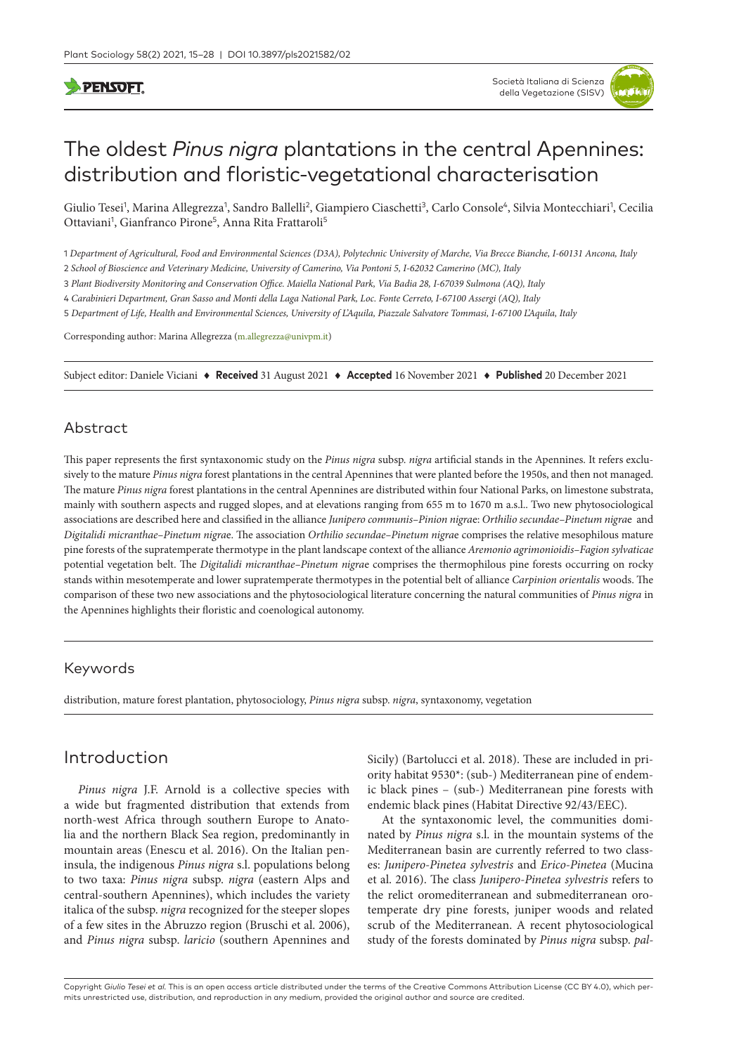# The oldest *Pinus nigra* plantations in the central Apennines: distribution and floristic-vegetational characterisation

Giulio Tesei[1], Marina Allegrezza[1], Sandro Ballelli[2], Giampiero Ciaschetti[3], Carlo Console[4], Silvia Montecchiari[1], Cecilia Ottaviani[1], Gianfranco Pirone[5], Anna Rita Frattaroli[5]

1 *Department of Agricultural, Food and Environmental Sciences (D3A), Polytechnic University of Marche, Via Brecce Bianche, I-60131 Ancona, Italy*

2 *School of Bioscience and Veterinary Medicine, University of Camerino, Via Pontoni 5, I-62032 Camerino (MC), Italy*

3 *Plant Biodiversity Monitoring and Conservation Office. Maiella National Park, Via Badia 28, I-67039 Sulmona (AQ), Italy*

4 *Carabinieri Department, Gran Sasso and Monti della Laga National Park, Loc. Fonte Cerreto, I-67100 Assergi (AQ), Italy*

5 *Department of Life, Health and Environmental Sciences, University of L'Aquila, Piazzale Salvatore Tommasi, I-67100 L'Aquila, Italy*

Corresponding author: Marina Allegrezza (m.allegrezza@univpm.it)

Subject editor: Daniele Viciani ♦ **Received** 31 August 2021 ♦ **Accepted** 16 November 2021 ♦ **Published** 20 December 2021

## Abstract

This paper represents the first syntaxonomic study on the *Pinus nigra* subsp. *nigra* artificial stands in the Apennines. It refers exclusively to the mature *Pinus nigra* forest plantations in the central Apennines that were planted before the 1950s, and then not managed. The mature *Pinus nigra* forest plantations in the central Apennines are distributed within four National Parks, on limestone substrata, mainly with southern aspects and rugged slopes, and at elevations ranging from 655 m to 1670 m a.s.l.. Two new phytosociological associations are described here and classified in the alliance *Junipero communis–Pinion nigra*e: *Orthilio secundae–Pinetum nigra*e and *Digitalidi micranthae–Pinetum nigra*e. The association *Orthilio secundae–Pinetum nigra*e comprises the relative mesophilous mature pine forests of the supratemperate thermotype in the plant landscape context of the alliance *Aremonio agrimonioidis–Fagion sylvaticae* potential vegetation belt. The *Digitalidi micranthae–Pinetum nigra*e comprises the thermophilous pine forests occurring on rocky stands within mesotemperate and lower supratemperate thermotypes in the potential belt of alliance *Carpinion orientalis* woods. The comparison of these two new associations and the phytosociological literature concerning the natural communities of *Pinus nigra* in the Apennines highlights their floristic and coenological autonomy.

## Keywords

distribution, mature forest plantation, phytosociology, *Pinus nigra* subsp. *nigra*, syntaxonomy, vegetation

## Introduction

*Pinus nigra* J.F. Arnold is a collective species with a wide but fragmented distribution that extends from north-west Africa through southern Europe to Anatolia and the northern Black Sea region, predominantly in mountain areas (Enescu et al. 2016). On the Italian peninsula, the indigenous *Pinus nigra* s.l. populations belong to two taxa: *Pinus nigra* subsp. *nigra* (eastern Alps and central-southern Apennines), which includes the variety italica of the subsp. *nigra* recognized for the steeper slopes of a few sites in the Abruzzo region (Bruschi et al. 2006), and *Pinus nigra* subsp. *laricio* (southern Apennines and Sicily) (Bartolucci et al. 2018). These are included in priority habitat 9530*: (sub-) Mediterranean pine of endemic black pines – (sub-) Mediterranean pine forests with endemic black pines (Habitat Directive 92/43/EEC).

At the syntaxonomic level, the communities dominated by *Pinus nigra* s.l. in the mountain systems of the Mediterranean basin are currently referred to two classes: *Junipero-Pinetea sylvestris* and *Erico-Pinetea* (Mucina et al. 2016). The class *Junipero-Pinetea sylvestris* refers to the relict oromediterranean and submediterranean orotemperate dry pine forests, juniper woods and related scrub of the Mediterranean. A recent phytosociological study of the forests dominated by *Pinus nigra* subsp. *pal-*

Copyright *Giulio Tesei et al.* This is an open access article distributed under the terms of the Creative Commons Attribution License (CC BY 4.0), which permits unrestricted use, distribution, and reproduction in any medium, provided the original author and source are credited.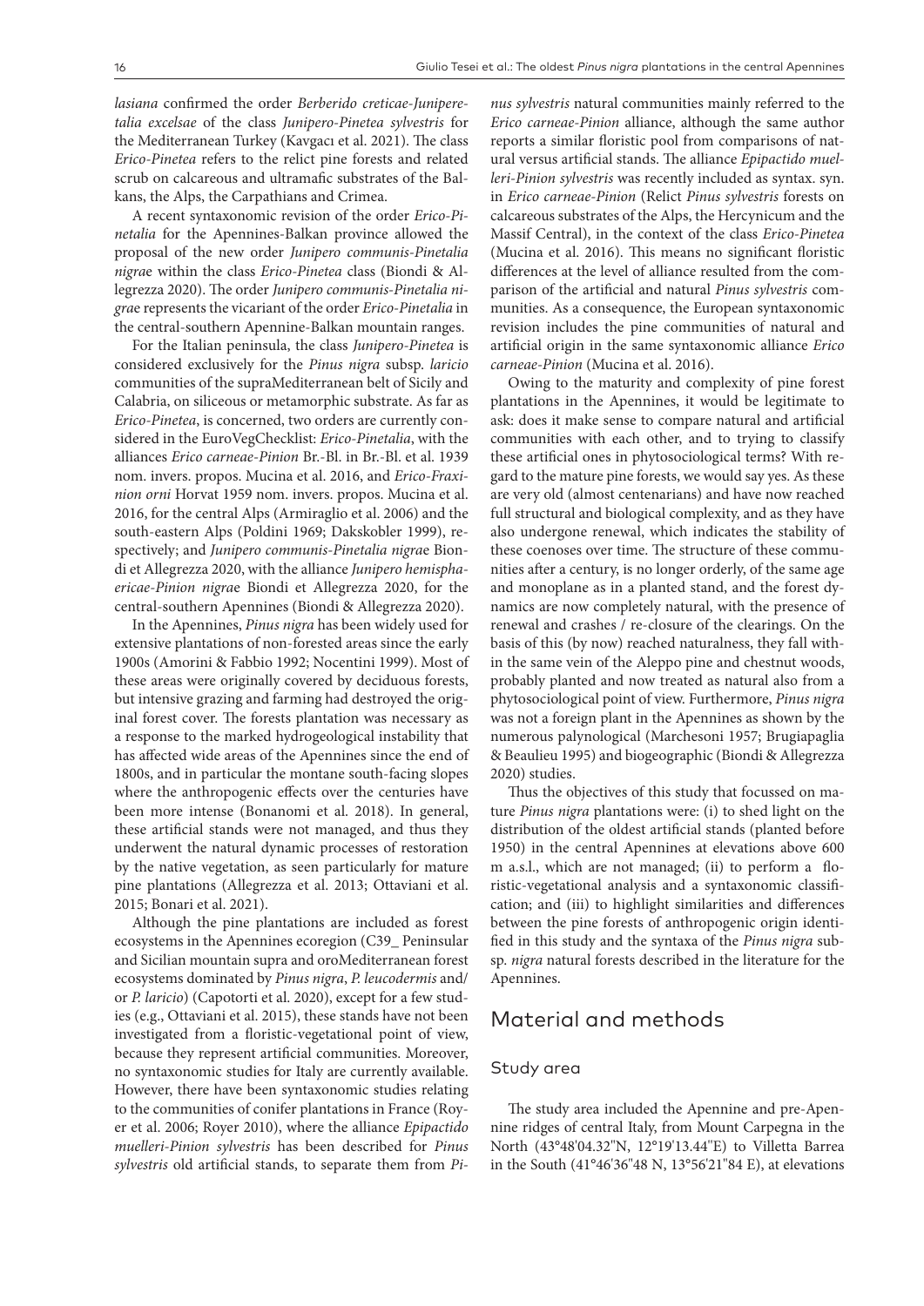*lasiana* confirmed the order *Berberido creticae-Juniperetalia excelsae* of the class *Junipero-Pinetea sylvestris* for the Mediterranean Turkey (Kavgacı et al. 2021). The class *Erico-Pinetea* refers to the relict pine forests and related scrub on calcareous and ultramafic substrates of the Balkans, the Alps, the Carpathians and Crimea.

A recent syntaxonomic revision of the order *Erico-Pinetalia* for the Apennines-Balkan province allowed the proposal of the new order *Junipero communis-Pinetalia nigrae* within the class *Erico-Pinetea* class (Biondi & Allegrezza 2020). The order *Junipero communis-Pinetalia nigrae* represents the vicariant of the order *Erico-Pinetalia* in the central-southern Apennine-Balkan mountain ranges.

For the Italian peninsula, the class *Junipero-Pinetea* is considered exclusively for the *Pinus nigra* subsp. *laricio* communities of the supraMediterranean belt of Sicily and Calabria, on siliceous or metamorphic substrate. As far as *Erico-Pinetea*, is concerned, two orders are currently considered in the EuroVegChecklist: *Erico-Pinetalia*, with the alliances *Erico carneae-Pinion* Br.-Bl. in Br.-Bl. et al. 1939 nom. invers. propos. Mucina et al. 2016, and *Erico-Fraxinion orni* Horvat 1959 nom. invers. propos. Mucina et al. 2016, for the central Alps (Armiraglio et al. 2006) and the south-eastern Alps (Poldini 1969; Dakskobler 1999), respectively; and *Junipero communis-Pinetalia nigrae* Biondi et Allegrezza 2020, with the alliance *Junipero hemisphaericae-Pinion nigrae* Biondi et Allegrezza 2020, for the central-southern Apennines (Biondi & Allegrezza 2020).

In the Apennines, *Pinus nigra* has been widely used for extensive plantations of non-forested areas since the early 1900s (Amorini & Fabbio 1992; Nocentini 1999). Most of these areas were originally covered by deciduous forests, but intensive grazing and farming had destroyed the original forest cover. The forests plantation was necessary as a response to the marked hydrogeological instability that has affected wide areas of the Apennines since the end of 1800s, and in particular the montane south-facing slopes where the anthropogenic effects over the centuries have been more intense (Bonanomi et al. 2018). In general, these artificial stands were not managed, and thus they underwent the natural dynamic processes of restoration by the native vegetation, as seen particularly for mature pine plantations (Allegrezza et al. 2013; Ottaviani et al. 2015; Bonari et al. 2021).

Although the pine plantations are included as forest ecosystems in the Apennines ecoregion (C39_ Peninsular and Sicilian mountain supra and oroMediterranean forest ecosystems dominated by *Pinus nigra*, *P. leucodermis* and/or *P. laricio*) (Capotorti et al. 2020), except for a few studies (e.g., Ottaviani et al. 2015), these stands have not been investigated from a floristic-vegetational point of view, because they represent artificial communities. Moreover, no syntaxonomic studies for Italy are currently available. However, there have been syntaxonomic studies relating to the communities of conifer plantations in France (Royer et al. 2006; Royer 2010), where the alliance *Epipactido muelleri-Pinion sylvestris* has been described for *Pinus sylvestris* old artificial stands, to separate them from *Pinus sylvestris* natural communities mainly referred to the *Erico carneae-Pinion* alliance, although the same author reports a similar floristic pool from comparisons of natural versus artificial stands. The alliance *Epipactido muelleri-Pinion sylvestris* was recently included as syntax. syn. in *Erico carneae-Pinion* (Relict *Pinus sylvestris* forests on calcareous substrates of the Alps, the Hercynicum and the Massif Central), in the context of the class *Erico-Pinetea* (Mucina et al. 2016). This means no significant floristic differences at the level of alliance resulted from the comparison of the artificial and natural *Pinus sylvestris* communities. As a consequence, the European syntaxonomic revision includes the pine communities of natural and artificial origin in the same syntaxonomic alliance *Erico carneae-Pinion* (Mucina et al. 2016).

Owing to the maturity and complexity of pine forest plantations in the Apennines, it would be legitimate to ask: does it make sense to compare natural and artificial communities with each other, and to trying to classify these artificial ones in phytosociological terms? With regard to the mature pine forests, we would say yes. As these are very old (almost centenarians) and have now reached full structural and biological complexity, and as they have also undergone renewal, which indicates the stability of these coenoses over time. The structure of these communities after a century, is no longer orderly, of the same age and monoplane as in a planted stand, and the forest dynamics are now completely natural, with the presence of renewal and crashes / re-closure of the clearings. On the basis of this (by now) reached naturalness, they fall within the same vein of the Aleppo pine and chestnut woods, probably planted and now treated as natural also from a phytosociological point of view. Furthermore, *Pinus nigra* was not a foreign plant in the Apennines as shown by the numerous palynological (Marchesoni 1957; Brugiapaglia & Beaulieu 1995) and biogeographic (Biondi & Allegrezza 2020) studies.

Thus the objectives of this study that focussed on mature *Pinus nigra* plantations were: (i) to shed light on the distribution of the oldest artificial stands (planted before 1950) in the central Apennines at elevations above 600 m a.s.l., which are not managed; (ii) to perform a floristic-vegetational analysis and a syntaxonomic classification; and (iii) to highlight similarities and differences between the pine forests of anthropogenic origin identified in this study and the syntaxa of the *Pinus nigra* subsp. *nigra* natural forests described in the literature for the Apennines.

## Material and methods

### Study area

The study area included the Apennine and pre-Apennine ridges of central Italy, from Mount Carpegna in the North (43°48'04.32"N, 12°19'13.44"E) to Villetta Barrea in the South (41°46'36"48 N, 13°56'21"84 E), at elevations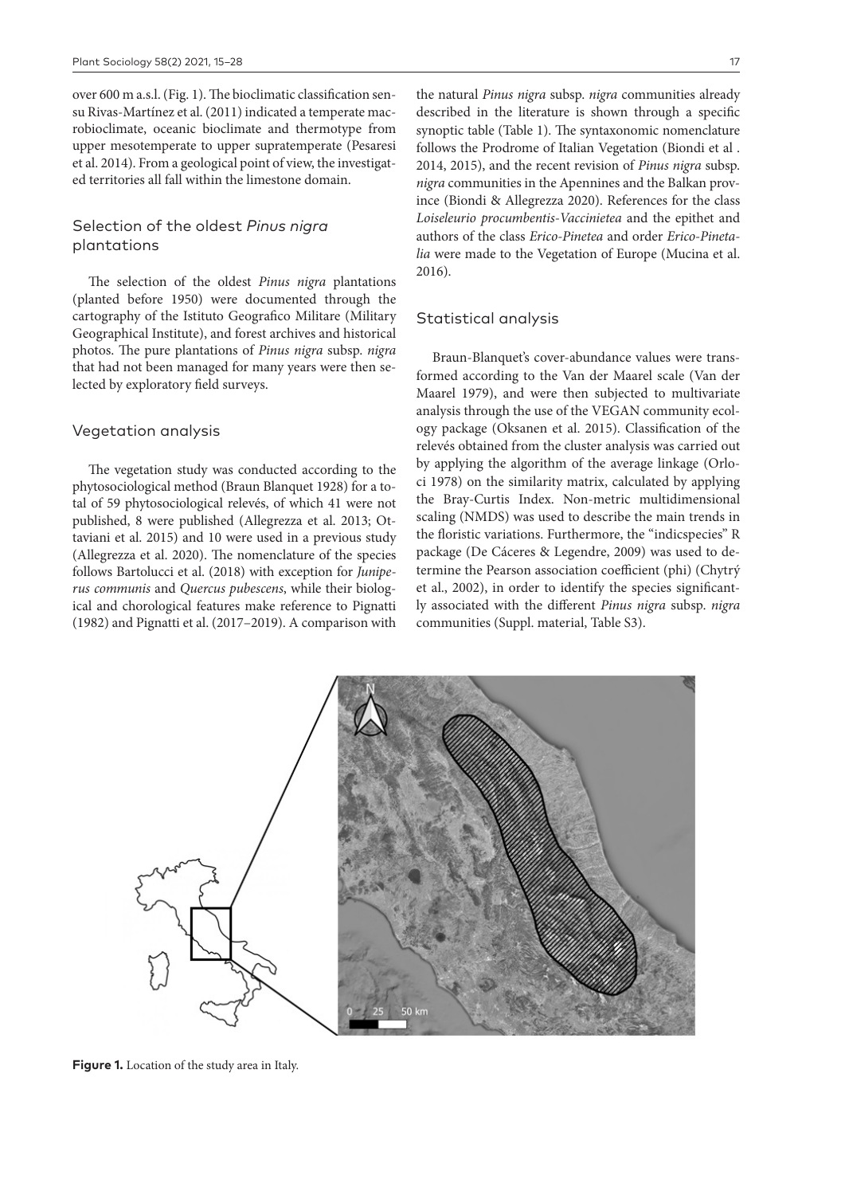over 600 m a.s.l. (Fig. 1). The bioclimatic classification sensu Rivas-Martínez et al. (2011) indicated a temperate macrobioclimate, oceanic bioclimate and thermotype from upper mesotemperate to upper supratemperate (Pesaresi et al. 2014). From a geological point of view, the investigated territories all fall within the limestone domain.

## Selection of the oldest *Pinus nigra* plantations

The selection of the oldest *Pinus nigra* plantations (planted before 1950) were documented through the cartography of the Istituto Geografico Militare (Military Geographical Institute), and forest archives and historical photos. The pure plantations of *Pinus nigra* subsp. *nigra* that had not been managed for many years were then selected by exploratory field surveys.

## Vegetation analysis

The vegetation study was conducted according to the phytosociological method (Braun Blanquet 1928) for a total of 59 phytosociological relevés, of which 41 were not published, 8 were published (Allegrezza et al. 2013; Ottaviani et al. 2015) and 10 were used in a previous study (Allegrezza et al. 2020). The nomenclature of the species follows Bartolucci et al. (2018) with exception for *Juniperus communis* and *Quercus pubescens*, while their biological and chorological features make reference to Pignatti (1982) and Pignatti et al. (2017–2019). A comparison with the natural *Pinus nigra* subsp. *nigra* communities already described in the literature is shown through a specific synoptic table (Table 1). The syntaxonomic nomenclature follows the Prodrome of Italian Vegetation (Biondi et al . 2014, 2015), and the recent revision of *Pinus nigra* subsp. *nigra* communities in the Apennines and the Balkan province (Biondi & Allegrezza 2020). References for the class *Loiseleurio procumbentis-Vaccinietea* and the epithet and authors of the class *Erico-Pinetea* and order *Erico-Pinetalia* were made to the Vegetation of Europe (Mucina et al. 2016).

## Statistical analysis

Braun-Blanquet's cover-abundance values were transformed according to the Van der Maarel scale (Van der Maarel 1979), and were then subjected to multivariate analysis through the use of the VEGAN community ecology package (Oksanen et al. 2015). Classification of the relevés obtained from the cluster analysis was carried out by applying the algorithm of the average linkage (Orloci 1978) on the similarity matrix, calculated by applying the Bray-Curtis Index. Non-metric multidimensional scaling (NMDS) was used to describe the main trends in the floristic variations. Furthermore, the "indicspecies" R package (De Cáceres & Legendre, 2009) was used to determine the Pearson association coefficient (phi) (Chytrý et al., 2002), in order to identify the species significantly associated with the different *Pinus nigra* subsp. *nigra* communities (Suppl. material, Table S3).

**Figure 1.** Location of the study area in Italy.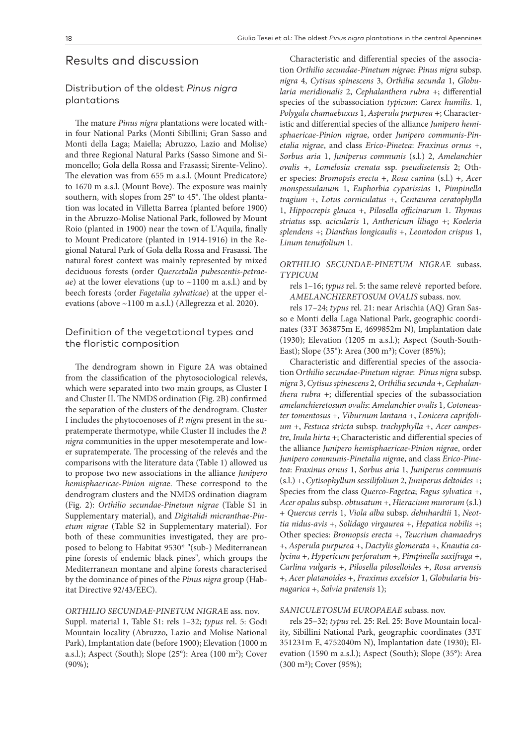## Results and discussion

### Distribution of the oldest *Pinus nigra* plantations

The mature *Pinus nigra* plantations were located within four National Parks (Monti Sibillini; Gran Sasso and Monti della Laga; Maiella; Abruzzo, Lazio and Molise) and three Regional Natural Parks (Sasso Simone and Simoncello; Gola della Rossa and Frasassi; Sirente-Velino). The elevation was from 655 m a.s.l. (Mount Predicatore) to 1670 m a.s.l. (Mount Bove). The exposure was mainly southern, with slopes from 25° to 45°. The oldest plantation was located in Villetta Barrea (planted before 1900) in the Abruzzo-Molise National Park, followed by Mount Roio (planted in 1900) near the town of L'Aquila, finally to Mount Predicatore (planted in 1914-1916) in the Regional Natural Park of Gola della Rossa and Frasassi. The natural forest context was mainly represented by mixed deciduous forests (order *Quercetalia pubescentis-petraeae*) at the lower elevations (up to ~1100 m a.s.l.) and by beech forests (order *Fagetalia sylvaticae*) at the upper elevations (above ~1100 m a.s.l.) (Allegrezza et al. 2020).

### Definition of the vegetational types and the floristic composition

The dendrogram shown in Figure 2A was obtained from the classification of the phytosociological relevés, which were separated into two main groups, as Cluster I and Cluster II. The NMDS ordination (Fig. 2B) confirmed the separation of the clusters of the dendrogram. Cluster I includes the phytocoenoses of *P. nigra* present in the supratemperate thermotype, while Cluster II includes the *P. nigra* communities in the upper mesotemperate and lower supratemperate. The processing of the relevés and the comparisons with the literature data (Table 1) allowed us to propose two new associations in the alliance *Junipero hemisphaericae-Pinion nigra*e. These correspond to the dendrogram clusters and the NMDS ordination diagram (Fig. 2): *Orthilio secundae-Pinetum nigrae* (Table S1 in Supplementary material), and *Digitalidi micranthae-Pinetum nigrae* (Table S2 in Supplementary material). For both of these communities investigated, they are proposed to belong to Habitat 9530* "(sub-) Mediterranean pine forests of endemic black pines", which groups the Mediterranean montane and alpine forests characterised by the dominance of pines of the *Pinus nigra* group (Habitat Directive 92/43/EEC).

*ORTHILIO SECUNDAE-PINETUM NIGRA*E ass. nov.
Suppl. material 1, Table S1: rels 1–32; *typus* rel. 5: Godi Mountain locality (Abruzzo, Lazio and Molise National Park), Implantation date (before 1900); Elevation (1000 m a.s.l.); Aspect (South); Slope (25°): Area (100 m²); Cover (90%);

Characteristic and differential species of the association *Orthilio secundae-Pinetum nigra*e: *Pinus nigra* subsp. *nigra* 4, *Cytisus spinescens* 3, *Orthilia secunda* 1, *Globularia meridionalis* 2, *Cephalanthera rubra* +; differential species of the subassociation *typicum*: *Carex humilis*. 1, *Polygala chamaebuxus* 1, *Asperula purpurea* +; Characteristic and differential species of the alliance *Junipero hemisphaericae-Pinion nigra*e, order *Junipero communis-Pinetalia nigrae*, and class *Erico-Pinetea*: *Fraxinus ornus* +, *Sorbus aria* 1, *Juniperus communis* (s.l.) 2, *Amelanchier ovalis* +, *Lomelosia crenata* ssp. *pseudisetensis* 2; Other species: *Bromopsis erecta* +, *Rosa canina* (s.l.) +, *Acer monspessulanum* 1, *Euphorbia cyparissias* 1, *Pimpinella tragium* +, *Lotus corniculatus* +, *Centaurea ceratophylla* 1, *Hippocrepis glauca* +, *Pilosella officinarum* 1. *Thymus striatus* ssp. *acicularis* 1, *Anthericum liliago* +; *Koeleria splendens* +; *Dianthus longicaulis* +, *Leontodon crispus* 1, *Linum tenuifolium* 1.

*ORTHILIO SECUNDAE-PINETUM NIGRA*E subass. *TYPICUM*

rels 1–16; *typus* rel. 5: the same relevé reported before.
*AMELANCHIERETOSUM OVALIS* subass. nov.

rels 17–24; *typus* rel. 21: near Arischia (AQ) Gran Sasso e Monti della Laga National Park, geographic coordinates (33T 363875m E, 4699852m N), Implantation date (1930); Elevation (1205 m a.s.l.); Aspect (South-South-East); Slope (35°): Area (300 m²); Cover (85%);

Characteristic and differential species of the association O*rthilio secundae-Pinetum nigrae*: *Pinus nigra* subsp. *nigra* 3, *Cytisus spinescens* 2, *Orthilia secunda* +, *Cephalanthera rubra* +; differential species of the subassociation *amelanchieretosum ovalis*: *Amelanchier ovalis* 1, *Cotoneaster tomentosus* +, *Viburnum lantana* +, *Lonicera caprifolium* +, *Festuca stricta* subsp. *trachyphylla* +, *Acer campestre*, *Inula hirta* +; Characteristic and differential species of the alliance *Junipero hemisphaericae-Pinion nigra*e, order *Junipero communis-Pinetalia nigra*e, and class *Erico-Pinetea*: *Fraxinus ornus* 1, *Sorbus aria* 1, *Juniperus communis* (s.l.) +, *Cytisophyllum sessilifolium* 2, *Juniperus deltoides* +; Species from the class *Querco-Fagetea*; *Fagus sylvatica* +, *Acer opalus* subsp. *obtusatum* +, *Hieracium murorum* (s.l.) + *Quercus cerris* 1, *Viola alba* subsp. *dehnhardtii* 1, *Neottia nidus-avis* +, *Solidago virgaurea* +, *Hepatica nobilis* +; Other species: *Bromopsis erecta* +, *Teucrium chamaedrys* +, *Asperula purpurea* +, *Dactylis glomerata* +, *Knautia calycina* +, *Hypericum perforatum* +, *Pimpinella saxifraga* +, *Carlina vulgaris* +, *Pilosella piloselloides* +, *Rosa arvensis* +, *Acer platanoides* +, *Fraxinus excelsior* 1, *Globularia bisnagarica* +, *Salvia pratensis* 1);

*SANICULETOSUM EUROPAEAE* subass. nov.

rels 25–32; *typus* rel. 25: Rel. 25: Bove Mountain locality, Sibillini National Park, geographic coordinates (33T 351231m E, 4752040m N), Implantation date (1930); Elevation (1590 m a.s.l.); Aspect (South); Slope (35°): Area (300 m²); Cover (95%);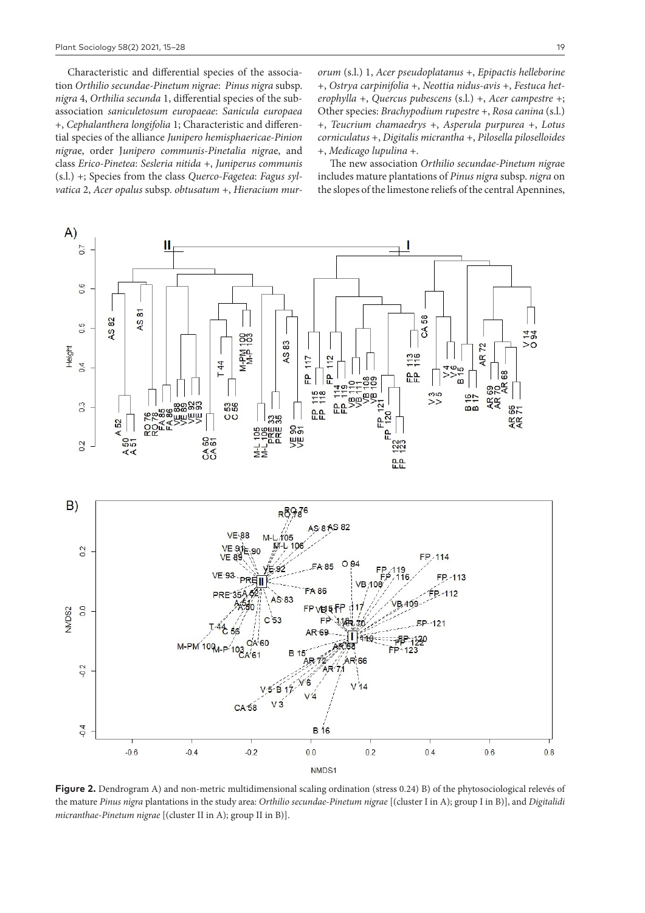Characteristic and differential species of the association *Orthilio secundae-Pinetum nigrae*: *Pinus nigra* subsp. *nigra* 4, *Orthilia secunda* 1, differential species of the subassociation *saniculetosum europaeae*: *Sanicula europaea* +, *Cephalanthera longifolia* 1; Characteristic and differential species of the alliance *Junipero hemisphaericae-Pinion nigrae*, order J*unipero communis-Pinetalia nigra*e, and class *Erico-Pinetea*: *Sesleria nitida* +, *Juniperus communis* (s.l.) +; Species from the class *Querco-Fagetea*: *Fagus sylvatica* 2, *Acer opalus* subsp. *obtusatum* +, *Hieracium murorum* (s.l.) 1, *Acer pseudoplatanus* +, *Epipactis helleborine* +, *Ostrya carpinifolia* +, *Neottia nidus-avis* +, *Festuca heterophylla* +, *Quercus pubescens* (s.l.) +, *Acer campestre* +; Other species: *Brachypodium rupestre* +, *Rosa canina* (s.l.) +, *Teucrium chamaedrys* +, *Asperula purpurea* +, *Lotus corniculatus* +, *Digitalis micrantha* +, *Pilosella piloselloides* +, *Medicago lupulina* +.

The new association *Orthilio secundae-Pinetum nigrae* includes mature plantations of *Pinus nigra* subsp. *nigra* on the slopes of the limestone reliefs of the central Apennines,

**Figure 2.** Dendrogram A) and non-metric multidimensional scaling ordination (stress 0.24) B) of the phytosociological relevés of the mature *Pinus nigra* plantations in the study area: *Orthilio secundae-Pinetum nigrae* [(cluster I in A); group I in B)], and *Digitalidi micranthae-Pinetum nigrae* [(cluster II in A); group II in B)].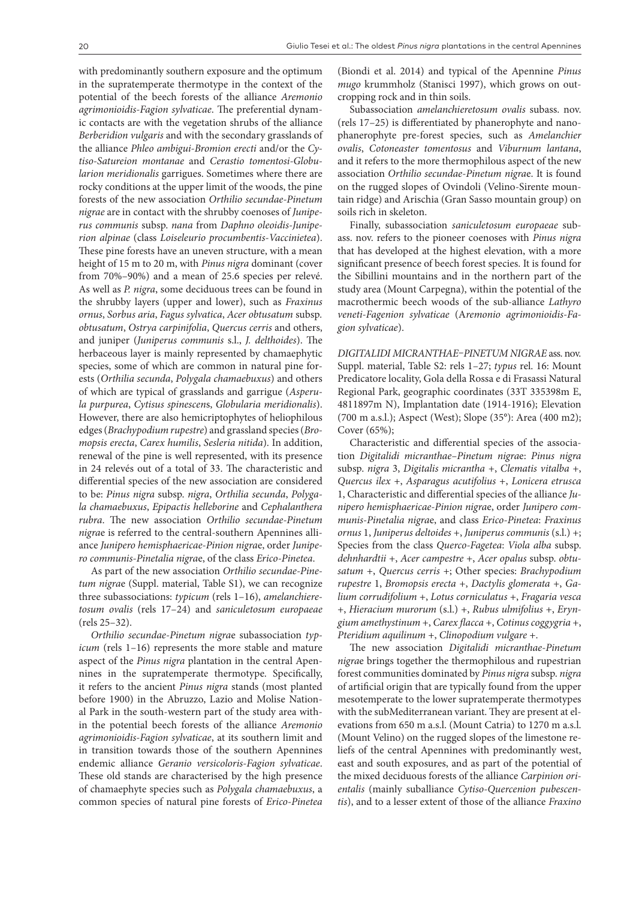with predominantly southern exposure and the optimum in the supratemperate thermotype in the context of the potential of the beech forests of the alliance *Aremonio agrimonioidis-Fagion sylvaticae*. The preferential dynamic contacts are with the vegetation shrubs of the alliance *Berberidion vulgaris* and with the secondary grasslands of the alliance *Phleo ambigui-Bromion erecti* and/or the *Cytiso-Satureion montanae* and *Cerastio tomentosi-Globularion meridionalis* garrigues. Sometimes where there are rocky conditions at the upper limit of the woods, the pine forests of the new association *Orthilio secundae-Pinetum nigrae* are in contact with the shrubby coenoses of *Juniperus communis* subsp. *nana* from *Daphno oleoidis-Juniperion alpinae* (class *Loiseleurio procumbentis-Vaccinietea*). These pine forests have an uneven structure, with a mean height of 15 m to 20 m, with *Pinus nigra* dominant (cover from 70%–90%) and a mean of 25.6 species per relevé. As well as *P. nigra*, some deciduous trees can be found in the shrubby layers (upper and lower), such as *Fraxinus ornus*, *Sorbus aria*, *Fagus sylvatica*, *Acer obtusatum* subsp. *obtusatum*, *Ostrya carpinifolia*, *Quercus cerris* and others, and juniper (*Juniperus communis* s.l., *J. delthoides*). The herbaceous layer is mainly represented by chamaephytic species, some of which are common in natural pine forests (*Orthilia secunda*, *Polygala chamaebuxus*) and others of which are typical of grasslands and garrigue (*Asperula purpurea*, *Cytisus spinescen*s, *Globularia meridionalis*). However, there are also hemicriptophytes of heliophilous edges (*Brachypodium rupestre*) and grassland species (*Bromopsis erecta*, *Carex humilis*, *Sesleria nitida*). In addition, renewal of the pine is well represented, with its presence in 24 relevés out of a total of 33. The characteristic and differential species of the new association are considered to be: *Pinus nigra* subsp. *nigra*, *Orthilia secunda*, *Polygala chamaebuxus*, *Epipactis helleborine* and *Cephalanthera rubra*. The new association *Orthilio secundae-Pinetum nigra*e is referred to the central-southern Apennines alliance *Junipero hemisphaericae-Pinion nigra*e, order *Junipero communis-Pinetalia nigra*e, of the class *Erico-Pinetea*.

As part of the new association *Orthilio secundae-Pinetum nigra*e (Suppl. material, Table S1), we can recognize three subassociations: *typicum* (rels 1–16), *amelanchieretosum ovalis* (rels 17–24) and *saniculetosum europaeae* (rels 25–32).

*Orthilio secundae-Pinetum nigra*e subassociation *typicum* (rels 1–16) represents the more stable and mature aspect of the *Pinus nigra* plantation in the central Apennines in the supratemperate thermotype. Specifically, it refers to the ancient *Pinus nigra* stands (most planted before 1900) in the Abruzzo, Lazio and Molise National Park in the south-western part of the study area within the potential beech forests of the alliance *Aremonio agrimonioidis-Fagion sylvaticae*, at its southern limit and in transition towards those of the southern Apennines endemic alliance *Geranio versicoloris-Fagion sylvaticae*. These old stands are characterised by the high presence of chamaephyte species such as *Polygala chamaebuxus*, a common species of natural pine forests of *Erico-Pinetea* (Biondi et al. 2014) and typical of the Apennine *Pinus mugo* krummholz (Stanisci 1997), which grows on outcropping rock and in thin soils.

Subassociation *amelanchieretosum ovalis* subass. nov. (rels 17–25) is differentiated by phanerophyte and nanophanerophyte pre-forest species, such as *Amelanchier ovalis*, *Cotoneaster tomentosus* and *Viburnum lantana*, and it refers to the more thermophilous aspect of the new association *Orthilio secundae-Pinetum nigra*e. It is found on the rugged slopes of Ovindoli (Velino-Sirente mountain ridge) and Arischia (Gran Sasso mountain group) on soils rich in skeleton.

Finally, subassociation *saniculetosum europaeae* subass. nov. refers to the pioneer coenoses with *Pinus nigra* that has developed at the highest elevation, with a more significant presence of beech forest species. It is found for the Sibillini mountains and in the northern part of the study area (Mount Carpegna), within the potential of the macrothermic beech woods of the sub-alliance *Lathyro veneti-Fagenion sylvaticae* (A*remonio agrimonioidis-Fagion sylvaticae*).

*DIGITALIDI MICRANTHAE–PINETUM NIGRAE* ass. nov. Suppl. material, Table S2: rels 1–27; *typus* rel. 16: Mount Predicatore locality, Gola della Rossa e di Frasassi Natural Regional Park, geographic coordinates (33T 335398m E, 4811897m N), Implantation date (1914-1916); Elevation (700 m a.s.l.); Aspect (West); Slope (35°): Area (400 m2); Cover (65%);

Characteristic and differential species of the association *Digitalidi micranthae–Pinetum nigra*e: *Pinus nigra* subsp. *nigra* 3, *Digitalis micrantha* +, *Clematis vitalba* +, *Quercus ilex* +, *Asparagus acutifolius* +, *Lonicera etrusca* 1, Characteristic and differential species of the alliance *Junipero hemisphaericae-Pinion nigra*e, order *Junipero communis-Pinetalia nigra*e, and class *Erico-Pinetea*: *Fraxinus ornus* 1, *Juniperus deltoides* +, *Juniperus communis* (s.l.) +; Species from the class *Querco-Fagetea*: *Viola alba* subsp. *dehnhardtii* +, *Acer campestre* +, *Acer opalus* subsp. *obtusatum* +, *Quercus cerris* +; Other species: *Brachypodium rupestre* 1, *Bromopsis erecta* +, *Dactylis glomerata* +, *Galium corrudifolium* +, *Lotus corniculatus* +, *Fragaria vesca* +, *Hieracium murorum* (s.l.) +, *Rubus ulmifolius* +, *Eryngium amethystinum* +, *Carex flacca* +, *Cotinus coggygria* +, *Pteridium aquilinum* +, *Clinopodium vulgare* +.

The new association *Digitalidi micranthae-Pinetum nigra*e brings together the thermophilous and rupestrian forest communities dominated by *Pinus nigra* subsp. *nigra* of artificial origin that are typically found from the upper mesotemperate to the lower supratemperate thermotypes with the subMediterranean variant. They are present at elevations from 650 m a.s.l. (Mount Catria) to 1270 m a.s.l. (Mount Velino) on the rugged slopes of the limestone reliefs of the central Apennines with predominantly west, east and south exposures, and as part of the potential of the mixed deciduous forests of the alliance *Carpinion orientalis* (mainly suballiance *Cytiso-Quercenion pubescentis*), and to a lesser extent of those of the alliance *Fraxino*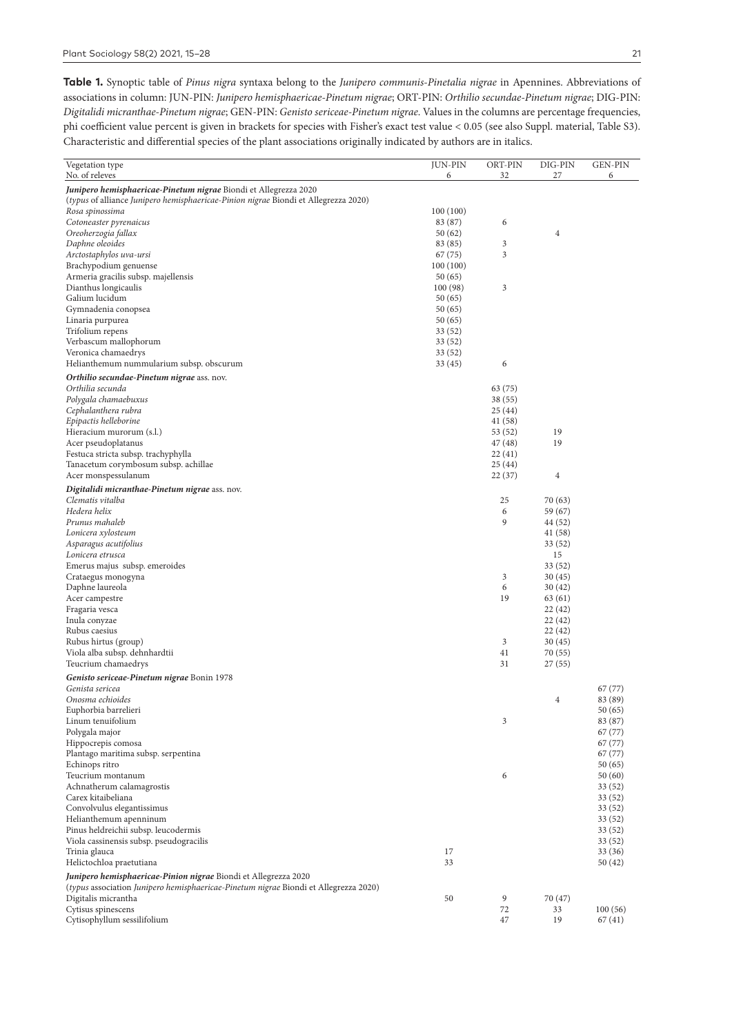**Table 1.** Synoptic table of *Pinus nigra* syntaxa belong to the *Junipero communis-Pinetalia nigrae* in Apennines. Abbreviations of associations in column: JUN-PIN: *Junipero hemisphaericae-Pinetum nigrae*; ORT-PIN: *Orthilio secundae-Pinetum nigrae*; DIG-PIN: *Digitalidi micranthae-Pinetum nigrae*; GEN-PIN: *Genisto sericeae-Pinetum nigrae.* Values in the columns are percentage frequencies, phi coefficient value percent is given in brackets for species with Fisher's exact test value < 0.05 (see also Suppl. material, Table S3). Characteristic and differential species of the plant associations originally indicated by authors are in italics.

| Vegetation type | JUN-PIN | ORT-PIN | DIG-PIN | GEN-PIN |
|---|---|---|---|---|
| No. of releves | 6 | 32 | 27 | 6 |
| ***Junipero hemisphaericae-Pinetum nigrae* Biondi et Allegrezza 2020** | | | | |
| (*typus* of alliance *Junipero hemisphaericae-Pinion nigrae* Biondi et Allegrezza 2020) | | | | |
| *Rosa spinossima* | 100 (100) | | | |
| *Cotoneaster pyrenaicus* | 83 (87) | 6 | | |
| *Oreoherzogia fallax* | 50 (62) | | 4 | |
| *Daphne oleoides* | 83 (85) | 3 | | |
| *Arctostaphylos uva-ursi* | 67 (75) | 3 | | |
| Brachypodium genuense | 100 (100) | | | |
| Armeria gracilis subsp. majellensis | 50 (65) | | | |
| Dianthus longicaulis | 100 (98) | 3 | | |
| Galium lucidum | 50 (65) | | | |
| Gymnadenia conopsea | 50 (65) | | | |
| Linaria purpurea | 50 (65) | | | |
| Trifolium repens | 33 (52) | | | |
| Verbascum mallophorum | 33 (52) | | | |
| Veronica chamaedrys | 33 (52) | | | |
| Helianthemum nummularium subsp. obscurum | 33 (45) | 6 | | |
| ***Orthilio secundae-Pinetum nigrae* ass. nov.** | | | | |
| *Orthilia secunda* | | 63 (75) | | |
| *Polygala chamaebuxus* | | 38 (55) | | |
| *Cephalanthera rubra* | | 25 (44) | | |
| *Epipactis helleborine* | | 41 (58) | | |
| Hieracium murorum (s.l.) | | 53 (52) | 19 | |
| Acer pseudoplatanus | | 47 (48) | 19 | |
| Festuca stricta subsp. trachyphylla | | 22 (41) | | |
| Tanacetum corymbosum subsp. achillae | | 25 (44) | | |
| Acer monspessulanum | | 22 (37) | 4 | |
| ***Digitalidi micranthae-Pinetum nigrae* ass. nov.** | | | | |
| *Clematis vitalba* | | 25 | 70 (63) | |
| *Hedera helix* | | 6 | 59 (67) | |
| *Prunus mahaleb* | | 9 | 44 (52) | |
| *Lonicera xylosteum* | | | 41 (58) | |
| *Asparagus acutifolius* | | | 33 (52) | |
| *Lonicera etrusca* | | | 15 | |
| Emerus majus subsp. emeroides | | | 33 (52) | |
| Crataegus monogyna | | 3 | 30 (45) | |
| Daphne laureola | | 6 | 30 (42) | |
| Acer campestre | | 19 | 63 (61) | |
| Fragaria vesca | | | 22 (42) | |
| Inula conyzae | | | 22 (42) | |
| Rubus caesius | | | 22 (42) | |
| Rubus hirtus (group) | | 3 | 30 (45) | |
| Viola alba subsp. dehnhardtii | | 41 | 70 (55) | |
| Teucrium chamaedrys | | 31 | 27 (55) | |
| ***Genisto sericeae-Pinetum nigrae* Bonin 1978** | | | | |
| *Genista sericea* | | | | 67 (77) |
| *Onosma echioides* | | | 4 | 83 (89) |
| Euphorbia barrelieri | | | | 50 (65) |
| Linum tenuifolium | | 3 | | 83 (87) |
| Polygala major | | | | 67 (77) |
| Hippocrepis comosa | | | | 67 (77) |
| Plantago maritima subsp. serpentina | | | | 67 (77) |
| Echinops ritro | | | | 50 (65) |
| Teucrium montanum | | 6 | | 50 (60) |
| Achnatherum calamagrostis | | | | 33 (52) |
| Carex kitaibeliana | | | | 33 (52) |
| Convolvulus elegantissimus | | | | 33 (52) |
| Helianthemum apenninum | | | | 33 (52) |
| Pinus heldreichii subsp. leucodermis | | | | 33 (52) |
| Viola cassinensis subsp. pseudogracilis | | | | 33 (52) |
| Trinia glauca | 17 | | | 33 (36) |
| Helictochloa praetutiana | 33 | | | 50 (42) |
| ***Junipero hemisphaericae-Pinion nigrae* Biondi et Allegrezza 2020** | | | | |
| (*typus* association *Junipero hemisphaericae-Pinetum nigrae* Biondi et Allegrezza 2020) | | | | |
| Digitalis micrantha | 50 | 9 | 70 (47) | |
| Cytisus spinescens | | 72 | 33 | 100 (56) |
| Cytisophyllum sessilifolium | | 47 | 19 | 67 (41) |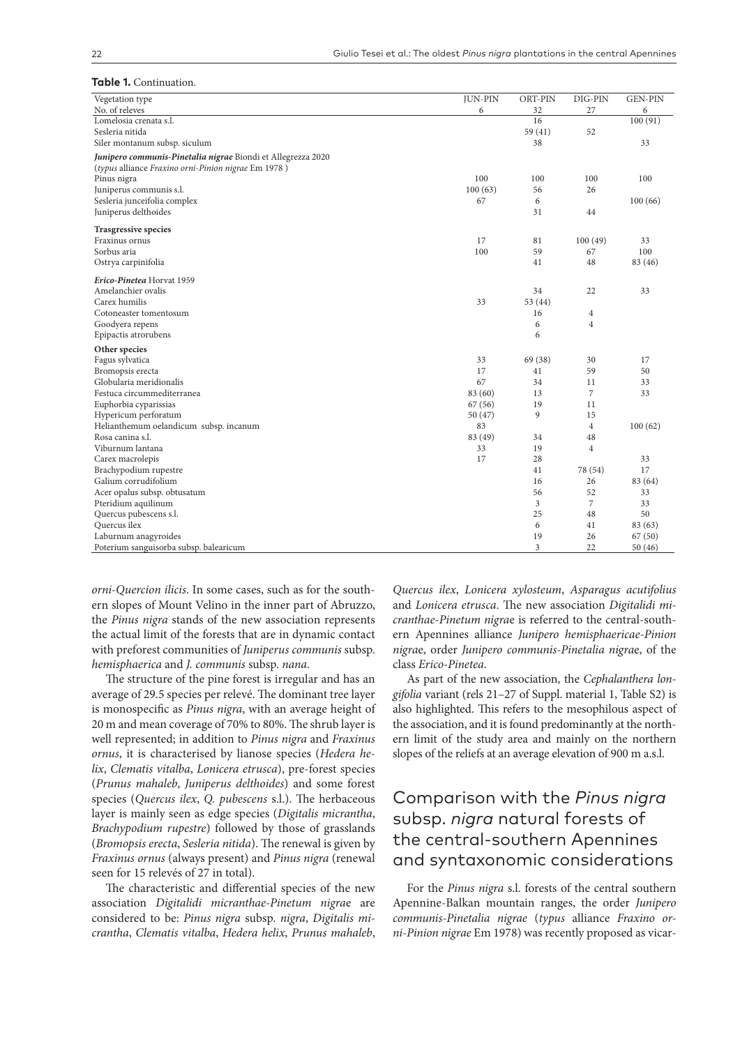**Table 1.** Continuation.

| Vegetation type | JUN-PIN | ORT-PIN | DIG-PIN | GEN-PIN |
|---|---|---|---|---|
| No. of releves | 6 | 32 | 27 | 6 |
| Lomelosia crenata s.l. | | 16 | | 100 (91) |
| Sesleria nitida | | 59 (41) | 52 | |
| Siler montanum subsp. siculum | | 38 | | 33 |
| ***Junipero communis-Pinetalia nigrae*** **Biondi et Allegrezza 2020** | | | | |
| (*typus* alliance *Fraxino orni-Pinion nigrae* Em 1978 ) | | | | |
| Pinus nigra | 100 | 100 | 100 | 100 |
| Juniperus communis s.l. | 100 (63) | 56 | 26 | |
| Sesleria junceifolia complex | 67 | 6 | | 100 (66) |
| Juniperus delthoides | | 31 | 44 | |
| **Trasgressive species** | | | | |
| Fraxinus ornus | 17 | 81 | 100 (49) | 33 |
| Sorbus aria | 100 | 59 | 67 | 100 |
| Ostrya carpinifolia | | 41 | 48 | 83 (46) |
| ***Erico-Pinetea*** **Horvat 1959** | | | | |
| Amelanchier ovalis | | 34 | 22 | 33 |
| Carex humilis | 33 | 53 (44) | | |
| Cotoneaster tomentosum | | 16 | 4 | |
| Goodyera repens | | 6 | 4 | |
| Epipactis atrorubens | | 6 | | |
| **Other species** | | | | |
| Fagus sylvatica | 33 | 69 (38) | 30 | 17 |
| Bromopsis erecta | 17 | 41 | 59 | 50 |
| Globularia meridionalis | 67 | 34 | 11 | 33 |
| Festuca circummediterranea | 83 (60) | 13 | 7 | 33 |
| Euphorbia cyparissias | 67 (56) | 19 | 11 | |
| Hypericum perforatum | 50 (47) | 9 | 15 | |
| Helianthemum oelandicum subsp. incanum | 83 | | 4 | 100 (62) |
| Rosa canina s.l. | 83 (49) | 34 | 48 | |
| Viburnum lantana | 33 | 19 | 4 | |
| Carex macrolepis | 17 | 28 | | 33 |
| Brachypodium rupestre | | 41 | 78 (54) | 17 |
| Galium corrudifolium | | 16 | 26 | 83 (64) |
| Acer opalus subsp. obtusatum | | 56 | 52 | 33 |
| Pteridium aquilinum | | 3 | 7 | 33 |
| Quercus pubescens s.l. | | 25 | 48 | 50 |
| Quercus ilex | | 6 | 41 | 83 (63) |
| Laburnum anagyroides | | 19 | 26 | 67 (50) |
| Poterium sanguisorba subsp. balearicum | | 3 | 22 | 50 (46) |

*orni-Quercion ilicis*. In some cases, such as for the southern slopes of Mount Velino in the inner part of Abruzzo, the *Pinus nigra* stands of the new association represents the actual limit of the forests that are in dynamic contact with preforest communities of *Juniperus communis* subsp. *hemisphaerica* and *J. communis* subsp. *nana*.

The structure of the pine forest is irregular and has an average of 29.5 species per relevé. The dominant tree layer is monospecific as *Pinus nigra*, with an average height of 20 m and mean coverage of 70% to 80%. The shrub layer is well represented; in addition to *Pinus nigra* and *Fraxinus ornus*, it is characterised by lianose species (*Hedera helix*, *Clematis vitalba*, *Lonicera etrusca*), pre-forest species (*Prunus mahaleb*, *Juniperus delthoides*) and some forest species (*Quercus ilex*, *Q. pubescens* s.l.). The herbaceous layer is mainly seen as edge species (*Digitalis micrantha*, *Brachypodium rupestre*) followed by those of grasslands (*Bromopsis erecta*, *Sesleria nitida*). The renewal is given by *Fraxinus ornus* (always present) and *Pinus nigra* (renewal seen for 15 relevés of 27 in total).

The characteristic and differential species of the new association *Digitalidi micranthae-Pinetum nigrae* are considered to be: *Pinus nigra* subsp. *nigra*, *Digitalis micrantha*, *Clematis vitalba*, *Hedera helix*, *Prunus mahaleb*, *Quercus ilex*, *Lonicera xylosteum*, *Asparagus acutifolius* and *Lonicera etrusca*. The new association *Digitalidi micranthae-Pinetum nigrae* is referred to the central-southern Apennines alliance *Junipero hemisphaericae-Pinion nigrae*, order *Junipero communis-Pinetalia nigrae*, of the class *Erico-Pinetea*.

As part of the new association, the *Cephalanthera longifolia* variant (rels 21–27 of Suppl. material 1, Table S2) is also highlighted. This refers to the mesophilous aspect of the association, and it is found predominantly at the northern limit of the study area and mainly on the northern slopes of the reliefs at an average elevation of 900 m a.s.l.

## Comparison with the *Pinus nigra* subsp. *nigra* natural forests of the central-southern Apennines and syntaxonomic considerations

For the *Pinus nigra* s.l. forests of the central southern Apennine-Balkan mountain ranges, the order *Junipero communis-Pinetalia nigrae* (*typus* alliance *Fraxino orni-Pinion nigrae* Em 1978) was recently proposed as vicar-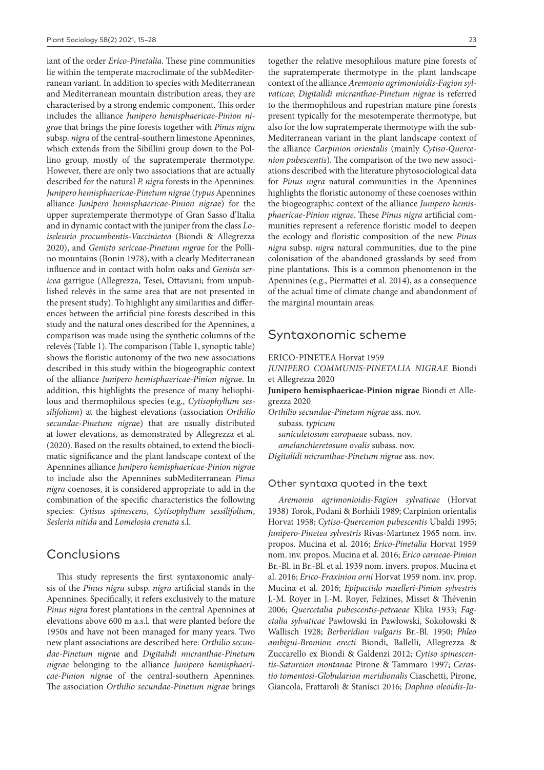iant of the order *Erico-Pinetalia*. These pine communities lie within the temperate macroclimate of the subMediterranean variant. In addition to species with Mediterranean and Mediterranean mountain distribution areas, they are characterised by a strong endemic component. This order includes the alliance *Junipero hemisphaericae-Pinion nigrae* that brings the pine forests together with *Pinus nigra* subsp. *nigra* of the central-southern limestone Apennines, which extends from the Sibillini group down to the Pollino group, mostly of the supratemperate thermotype. However, there are only two associations that are actually described for the natural *P. nigra* forests in the Apennines: *Junipero hemisphaericae-Pinetum nigrae* (*typus* Apennines alliance *Junipero hemisphaericae-Pinion nigrae*) for the upper supratemperate thermotype of Gran Sasso d'Italia and in dynamic contact with the juniper from the class *Loiseleurio procumbentis-Vaccinietea* (Biondi & Allegrezza 2020), and *Genisto sericeae-Pinetum nigrae* for the Pollino mountains (Bonin 1978), with a clearly Mediterranean influence and in contact with holm oaks and *Genista sericea* garrigue (Allegrezza, Tesei, Ottaviani; from unpublished relevés in the same area that are not presented in the present study). To highlight any similarities and differences between the artificial pine forests described in this study and the natural ones described for the Apennines, a comparison was made using the synthetic columns of the relevés (Table 1). The comparison (Table 1, synoptic table) shows the floristic autonomy of the two new associations described in this study within the biogeographic context of the alliance *Junipero hemisphaericae-Pinion nigrae*. In addition, this highlights the presence of many heliophilous and thermophilous species (e.g., *Cytisophyllum sessilifolium*) at the highest elevations (association *Orthilio secundae-Pinetum nigrae*) that are usually distributed at lower elevations, as demonstrated by Allegrezza et al. (2020). Based on the results obtained, to extend the bioclimatic significance and the plant landscape context of the Apennines alliance *Junipero hemisphaericae-Pinion nigrae* to include also the Apennines subMediterranean *Pinus nigra* coenoses, it is considered appropriate to add in the combination of the specific characteristics the following species: *Cytisus spinescens*, *Cytisophyllum sessilifolium*, *Sesleria nitida* and *Lomelosia crenata* s.l.

## Conclusions

This study represents the first syntaxonomic analysis of the *Pinus nigra* subsp. *nigra* artificial stands in the Apennines. Specifically, it refers exclusively to the mature *Pinus nigra* forest plantations in the central Apennines at elevations above 600 m a.s.l. that were planted before the 1950s and have not been managed for many years. Two new plant associations are described here: *Orthilio secundae-Pinetum nigrae* and *Digitalidi micranthae-Pinetum nigrae* belonging to the alliance *Junipero hemisphaericae-Pinion nigrae* of the central-southern Apennines. The association *Orthilio secundae-Pinetum nigrae* brings together the relative mesophilous mature pine forests of the supratemperate thermotype in the plant landscape context of the alliance *Aremonio agrimonioidis-Fagion sylvaticae*; *Digitalidi micranthae-Pinetum nigrae* is referred to the thermophilous and rupestrian mature pine forests present typically for the mesotemperate thermotype, but also for the low supratemperate thermotype with the subMediterranean variant in the plant landscape context of the alliance *Carpinion orientalis* (mainly *Cytiso-Quercenion pubescentis*). The comparison of the two new associations described with the literature phytosociological data for *Pinus nigra* natural communities in the Apennines highlights the floristic autonomy of these coenoses within the biogeographic context of the alliance *Junipero hemisphaericae-Pinion nigrae*. These *Pinus nigra* artificial communities represent a reference floristic model to deepen the ecology and floristic composition of the new *Pinus nigra* subsp. *nigra* natural communities, due to the pine colonisation of the abandoned grasslands by seed from pine plantations. This is a common phenomenon in the Apennines (e.g., Piermattei et al. 2014), as a consequence of the actual time of climate change and abandonment of the marginal mountain areas.

## Syntaxonomic scheme

ERICO-PINETEA Horvat 1959

*JUNIPERO COMMUNIS-PINETALIA NIGRAE* Biondi et Allegrezza 2020

**Junipero hemisphaericae-Pinion nigrae** Biondi et Allegrezza 2020

*Orthilio secundae-Pinetum nigrae* ass. nov.

subass. *typicum*

*saniculetosum europaeae* subass. nov.

*amelanchieretosum ovalis* subass. nov.

*Digitalidi micranthae-Pinetum nigrae* ass. nov.

### Other syntaxa quoted in the text

*Aremonio agrimonioidis-Fagion sylvaticae* (Horvat 1938) Torok, Podani & Borhidi 1989; Carpinion orientalis Horvat 1958; *Cytiso-Quercenion pubescentis* Ubaldi 1995; *Junipero-Pinetea sylvestris* Rivas-Martınez 1965 nom. inv. propos. Mucina et al. 2016; *Erico-Pinetalia* Horvat 1959 nom. inv. propos. Mucina et al. 2016; *Erico carneae-Pinion* Br.-Bl. in Br.-Bl. et al. 1939 nom. invers. propos. Mucina et al. 2016; *Erico-Fraxinion orni* Horvat 1959 nom. inv. prop. Mucina et al. 2016; *Epipactido muelleri-Pinion sylvestris* J.-M. Royer in J.-M. Royer, Felzines, Misset & Thévenin 2006; *Quercetalia pubescentis-petraeae* Klika 1933; *Fagetalia sylvaticae* Pawłowski in Pawłowski, Sokołowski & Wallisch 1928; *Berberidion vulgaris* Br.-Bl. 1950; *Phleo ambigui-Bromion erecti* Biondi, Ballelli, Allegrezza & Zuccarello ex Biondi & Galdenzi 2012; *Cytiso spinescentis-Satureion montanae* Pirone & Tammaro 1997; *Cerastio tomentosi-Globularion meridionalis* Ciaschetti, Pirone, Giancola, Frattaroli & Stanisci 2016; *Daphno oleoidis-Ju-*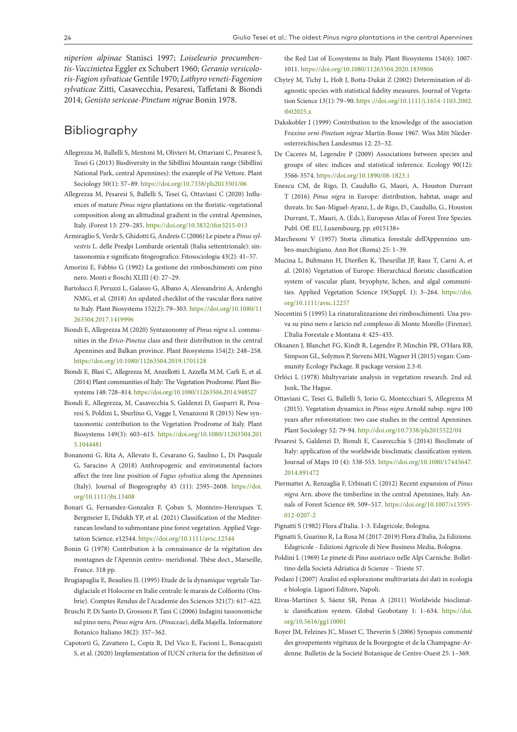*niperion alpinae* Stanisci 1997; *Loiseleurio procumbentis-Vaccinietea* Eggler ex Schubert 1960; *Geranio versicoloris-Fagion sylvaticae* Gentile 1970; *Lathyro veneti-Fagenion sylvaticae* Zitti, Casavecchia, Pesaresi, Taffetani & Biondi 2014; *Genisto sericeae-Pinetum nigrae* Bonin 1978.

## Bibliography

Allegrezza M, Ballelli S, Mentoni M, Olivieri M, Ottaviani C, Pesaresi S, Tesei G (2013) Biodiversity in the Sibillini Mountain range (Sibillini National Park, central Apennines): the example of Piè Vettore. Plant Sociology 50(1): 57–89. https://doi.org/10.7338/pls2013501/06

Allegrezza M, Pesaresi S, Ballelli S, Tesei G, Ottaviani C (2020) Influences of mature *Pinus nigra* plantations on the floristic-vegetational composition along an altitudinal gradient in the central Apennines, Italy. iForest 13: 279–285. https://doi.org/10.3832/ifor3215-013

Armiraglio S, Verde S, Ghidotti G, Andreis C (2006) Le pinete a *Pinus sylvestris* L. delle Prealpi Lombarde orientali (Italia settentrionale): sintassonomia e significato fitogeografico. Fitosociologia 43(2): 41–57.

Amorini E, Fabbio G (1992) La gestione dei rimboschimenti con pino nero. Monti e Boschi XLIII (4): 27–29.

Bartolucci F, Peruzzi L, Galasso G, Albano A, Alessandrini A, Ardenghi NMG, et al. (2018) An updated checklist of the vascular flora native to Italy. Plant Biosystems 152(2): 79–303. https://doi.org/10.1080/11263504.2017.1419996

Biondi E, Allegrezza M (2020) Syntaxonomy of *Pinus nigra* s.l. communities in the *Erico-Pinetea* class and their distribution in the central Apennines and Balkan province. Plant Biosystems 154(2): 248–258. https://doi.org/10.1080/11263504.2019.1701128

Biondi E, Blasi C, Allegrezza M, Anzellotti I, Azzella M.M, Carli E, et al. (2014) Plant communities of Italy: The Vegetation Prodrome. Plant Biosystems 148: 728–814. https://doi.org/10.1080/11263504.2014.948527

Biondi E, Allegrezza, M, Casavecchia S, Galdenzi D, Gasparri R, Pesaresi S, Poldini L, Sburlino G, Vagge I, Venanzoni R (2015) New syntaxonomic contribution to the Vegetation Prodrome of Italy. Plant Biosystems 149(3): 603–615. https://doi.org/10.1080/11263504.2015.1044481

Bonanomi G, Rita A, Allevato E, Cesarano G, Saulino L, Di Pasquale G, Saracino A (2018) Anthropogenic and environmental factors affect the tree line position of *Fagus sylvatica* along the Apennines (Italy). Journal of Biogeography 45 (11): 2595–2608. https://doi.org/10.1111/jbi.13408

Bonari G, Fernandez-Gonzalez F, Çoban S, Monteiro-Henriques T, Bergmeier E, Didukh YP, et al. (2021) Classification of the Mediterranean lowland to submontane pine forest vegetation. Applied Vegetation Science, e12544. https://doi.org/10.1111/avsc.12544

Bonin G (1978) Contribution à la connaissance de la végétation des montagnes de l'Apennin centro- meridional. Thèse doct., Marseille, France. 318 pp.

Brugiapaglia E, Beaulieu JL (1995) Etude de la dynamique vegetale Tardiglaciale et Holocene en Italie centrale: le marais de Colfiorito (Ombrie). Comptes Rendus de l'Academie des Sciences 321(7): 617–622.

Bruschi P, Di Santo D, Grossoni P, Tani C (2006) Indagini tassonomiche sul pino nero, *Pinus nigra* Arn. (*Pinaceae*), della Majella. Informatore Botanico Italiano 38(2): 357–362.

Capotorti G, Zavattero L, Copiz R, Del Vico E, Facioni L, Bonacquisti S, et al. (2020) Implementation of IUCN criteria for the definition of the Red List of Ecosystems in Italy. Plant Biosystems 154(6): 1007-1011. https://doi.org/10.1080/11263504.2020.1839806

Chytrý M, Tichý L, Holt J, Botta-Dukát Z (2002) Determination of diagnostic species with statistical fidelity measures. Journal of Vegetation Science 13(1): 79–90. https ://doi.org/10.1111/j.1654-1103.2002.tb02025.x

Dakskobler I (1999) Contribution to the knowledge of the association F*raxino orni-Pinetum nigrae* Martin-Bosse 1967. Wiss Mitt Niederosterreichischen Landesmus 12: 25–32.

De Caceres M, Legendre P (2009) Associations between species and groups of sites: indices and statistical inference. Ecology 90(12): 3566-3574. https://doi.org/10.1890/08-1823.1

Enescu CM, de Rigo, D, Caudullo G, Mauri, A, Houston Durrant T (2016) *Pinus nigra* in Europe: distribution, habitat, usage and threats. In: San-Miguel-Ayanz, J., de Rigo, D., Caudullo, G., Houston Durrant, T., Mauri, A. (Eds.), European Atlas of Forest Tree Species. Publ. Off. EU, Luxembourg, pp. e015138+

Marchesoni V (1957) Storia climatica forestale dell'Appennino umbro-marchigiano. Ann Bot (Roma) 25: 1–39.

Mucina L, Bultmann H, Dierßen K, Theurillat JP, Raus T, Carni A, et al. (2016) Vegetation of Europe: Hierarchical floristic classification system of vascular plant, bryophyte, lichen, and algal communities. Applied Vegetation Science 19(Suppl. 1): 3–264. https://doi.org/10.1111/avsc.12257

Nocentini S (1995) La rinaturalizzazione dei rimboschimenti. Una prova su pino nero e laricio nel complesso di Monte Morello (Firenze). L'Italia Forestale e Montana 4: 425–435.

Oksanen J, Blanchet FG, Kindt R, Legendre P, Minchin PR, O'Hara RB, Simpson GL, Solymos P, Stevens MH, Wagner H (2015) vegan: Community Ecology Package. R package version 2.3-0.

Orlóci L (1978) Multyvariate analysis in vegetation research. 2nd ed. Junk, The Hague.

Ottaviani C, Tesei G, Ballelli S, Iorio G, Montecchiari S, Allegrezza M (2015). Vegetation dynamics in *Pinus nigra* Arnold subsp. *nigra* 100 years after reforestation: two case studies in the central Apennines. Plant Sociology 52: 79-94. http://doi.org/10.7338/pls2015522/04

Pesaresi S, Galdenzi D, Biondi E, Casavecchia S (2014) Bioclimate of Italy: application of the worldwide bioclimatic classification system. Journal of Maps 10 (4): 538-553. https://doi.org/10.1080/17445647.2014.891472

Piermattei A, Renzaglia F, Urbinati C (2012) Recent expansion of *Pinus nigra* Arn. above the timberline in the central Apennines, Italy. Annals of Forest Science 69, 509–517. https://doi.org/10.1007/s13595-012-0207-2

Pignatti S (1982) Flora d'Italia. 1-3. Edagricole, Bologna.

Pignatti S, Guarino R, La Rosa M (2017-2019) Flora d'Italia, 2a Edizione. Edagricole - Edizioni Agricole di New Business Media, Bologna.

Poldini L (1969) Le pinete di Pino austriaco nelle Alpi Carniche. Bollettino della Società Adriatica di Scienze – Trieste 57.

Podani J (2007) Analisi ed esplorazione multivariata dei dati in ecologia e biologia. Liguori Editore, Napoli.

Rivas-Martínez S, Sáenz SR, Penas A (2011) Worldwide bioclimatic classification system. Global Geobotany 1: 1–634. https://doi.org/10.5616/gg110001

Royer JM, Felzines JC, Misset C, Theverin S (2006) Synopsis commenté des groupements végétaux de la Bourgogne et de la Champagne-Ardenne. Bulletin de la Societé Botanique de Centre-Ouest 25: 1–369.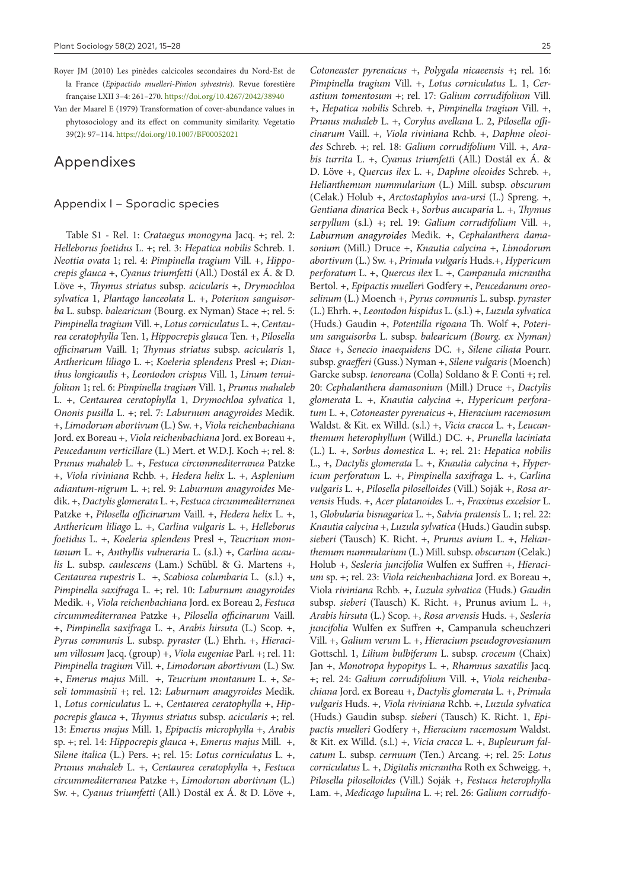Royer JM (2010) Les pinèdes calcicoles secondaires du Nord-Est de la France (*Epipactido muelleri-Pinion sylvestris*). Revue forestière française LXII 3–4: 261–270. https://doi.org/10.4267/2042/38940

Van der Maarel E (1979) Transformation of cover-abundance values in phytosociology and its effect on community similarity. Vegetatio 39(2): 97–114. https://doi.org/10.1007/BF00052021

# Appendixes

## Appendix I – Sporadic species

Table S1 - Rel. 1: *Crataegus monogyna* Jacq. +; rel. 2: *Helleborus foetidus* L. +; rel. 3: *Hepatica nobilis* Schreb. 1. *Neottia ovata* 1; rel. 4: *Pimpinella tragium* Vill. +, *Hippocrepis glauca* +, *Cyanus triumfetti* (All.) Dostál ex Á. & D. Löve +, *Thymus striatus* subsp. *acicularis* +, *Drymochloa sylvatica* 1, *Plantago lanceolata* L. +, *Poterium sanguisorba* L. subsp. *balearicum* (Bourg. ex Nyman) Stace +; rel. 5: *Pimpinella tragium* Vill. +, *Lotus corniculatus* L. +, *Centaurea ceratophylla* Ten. 1, *Hippocrepis glauca* Ten. +, *Pilosella officinarum* Vaill. 1; *Thymus striatus* subsp. *acicularis* 1, *Anthericum liliago* L. +; *Koeleria splendens* Presl +; *Dianthus longicaulis* +, *Leontodon crispus* Vill. 1, *Linum tenuifolium* 1; rel. 6: *Pimpinella tragium* Vill. 1, *Prunus mahaleb* L. +, *Centaurea ceratophylla* 1, *Drymochloa sylvatica* 1, *Ononis pusilla* L. +; rel. 7: *Laburnum anagyroides* Medik. +, *Limodorum abortivum* (L.) Sw. +, *Viola reichenbachiana* Jord. ex Boreau +, *Viola reichenbachiana* Jord. ex Boreau +, *Peucedanum verticillare* (L.) Mert. et W.D.J. Koch +; rel. 8: P*runus mahaleb* L. +, *Festuca circummediterranea* Patzke +, *Viola riviniana* Rchb. +, *Hedera helix* L. +, *Asplenium adiantum-nigrum* L. +; rel. 9: *Laburnum anagyroides* Medik. +, *Dactylis glomerata* L. +, *Festuca circummediterranea* Patzke +, *Pilosella officinarum* Vaill. +, *Hedera helix* L. +, *Anthericum liliago* L. +, *Carlina vulgaris* L. +, *Helleborus foetidus* L. +, *Koeleria splendens* Presl +, *Teucrium montanum* L. +, *Anthyllis vulneraria* L. (s.l.) +, *Carlina acaulis* L. subsp. *caulescens* (Lam.) Schübl. & G. Martens +, *Centaurea rupestris* L. +, *Scabiosa columbaria* L. (s.l.) +, *Pimpinella saxifraga* L. +; rel. 10: *Laburnum anagyroides* Medik. +, *Viola reichenbachiana* Jord. ex Boreau 2, *Festuca circummediterranea* Patzke +, *Pilosella officinarum* Vaill. +, *Pimpinella saxifraga* L. +, *Arabis hirsuta* (L.) Scop. +, *Pyrus communis* L. subsp. *pyraster* (L.) Ehrh. +, *Hieracium villosum* Jacq. (group) +, *Viola eugeniae* Parl. +; rel. 11: *Pimpinella tragium* Vill. +, *Limodorum abortivum* (L.) Sw. +, *Emerus majus* Mill. +, *Teucrium montanum* L. +, *Seseli tommasinii* +; rel. 12: *Laburnum anagyroides* Medik. 1, *Lotus corniculatus* L. +, *Centaurea ceratophylla* +, *Hippocrepis glauca* +, *Thymus striatus* subsp. *acicularis* +; rel. 13: *Emerus majus* Mill. 1, *Epipactis microphylla* +, *Arabis* sp. +; rel. 14: *Hippocrepis glauca* +, *Emerus majus* Mill. +, *Silene italica* (L.) Pers. +; rel. 15: *Lotus corniculatus* L. +, *Prunus mahaleb* L. +, *Centaurea ceratophylla* +, *Festuca circummediterranea* Patzke +, *Limodorum abortivum* (L.) Sw. +, *Cyanus triumfetti* (All.) Dostál ex Á. & D. Löve +, *Cotoneaster pyrenaicus* +, *Polygala nicaeensis* +; rel. 16: *Pimpinella tragium* Vill. +, *Lotus corniculatus* L. 1, *Cerastium tomentosum* +; rel. 17: *Galium corrudifolium* Vill. +, *Hepatica nobilis* Schreb. +, *Pimpinella tragium* Vill. +, *Prunus mahaleb* L. +, *Corylus avellana* L. 2, *Pilosella officinarum* Vaill. +, *Viola riviniana* Rchb. +, *Daphne oleoides* Schreb. +; rel. 18: *Galium corrudifolium* Vill. +, *Arabis turrita* L. +, *Cyanus triumfetti* (All.) Dostál ex Á. & D. Löve +, *Quercus ilex* L. +, *Daphne oleoides* Schreb. +, *Helianthemum nummularium* (L.) Mill. subsp. *obscurum* (Celak.) Holub +, *Arctostaphylos uva-ursi* (L.) Spreng. +, *Gentiana dinarica* Beck +, *Sorbus aucuparia* L. +, *Thymus serpyllum* (s.l.) +; rel. 19: *Galium corrudifolium* Vill. +, ***Laburnum anagyroides*** Medik. +, *Cephalanthera damasonium* (Mill.) Druce +, *Knautia calycina* +, *Limodorum abortivum* (L.) Sw. +, *Primula vulgaris* Huds.+, *Hypericum perforatum* L. +, *Quercus ilex* L. +, *Campanula micrantha* Bertol. +, *Epipactis muelleri* Godfery +, *Peucedanum oreoselinum* (L.) Moench +, *Pyrus communis* L. subsp. *pyraster* (L.) Ehrh. +, *Leontodon hispidus* L. (s.l.) +, *Luzula sylvatica* (Huds.) Gaudin +, *Potentilla rigoana* Th. Wolf +, *Poterium sanguisorba* L. subsp. *balearicum (Bourg. ex Nyman) Stace* +, *Senecio inaequidens* DC. +, *Silene ciliata* Pourr. subsp. *graefferi* (Guss.) Nyman +, *Silene vulgaris* (Moench) Garcke subsp. *tenoreana* (Colla) Soldano & F. Conti +; rel. 20: *Cephalanthera damasonium* (Mill.) Druce +, *Dactylis glomerata* L. +, *Knautia calycina* +, *Hypericum perforatum* L. +, *Cotoneaster pyrenaicus* +, *Hieracium racemosum* Waldst. & Kit. ex Willd. (s.l.) +, *Vicia cracca* L. +, *Leucanthemum heterophyllum* (Willd.) DC. +, *Prunella laciniata* (L.) L. +, *Sorbus domestica* L. +; rel. 21: *Hepatica nobilis* L., +, *Dactylis glomerata* L. +, *Knautia calycina* +, *Hypericum perforatum* L. +, *Pimpinella saxifraga* L. +, *Carlina vulgaris* L. +, *Pilosella piloselloides* (Vill.) Soják +, *Rosa arvensis* Huds. +, *Acer platanoides* L. +, *Fraxinus excelsior* L. 1, *Globularia bisnagarica* L. +, *Salvia pratensis* L. 1; rel. 22: *Knautia calycina* +, *Luzula sylvatica* (Huds.) Gaudin subsp. *sieberi* (Tausch) K. Richt. +, *Prunus avium* L. +, *Helianthemum nummularium* (L.) Mill. subsp. *obscurum* (Celak.) Holub +, *Sesleria juncifolia* Wulfen ex Suffren +, *Hieracium* sp. +; rel. 23: *Viola reichenbachiana* Jord. ex Boreau +, Viola *riviniana* Rchb. +, *Luzula sylvatica* (Huds.) *Gaudin* subsp. *sieberi* (Tausch) K. Richt. +, Prunus avium L. +, *Arabis hirsuta* (L.) Scop. +, *Rosa arvensis* Huds. +, *Sesleria juncifolia* Wulfen ex Suffren +, Campanula scheuchzeri Vill. +, *Galium verum* L. +, *Hieracium pseudogrovesianum* Gottschl. 1, *Lilium bulbiferum* L. subsp. *croceum* (Chaix) Jan +, *Monotropa hypopitys* L. +, *Rhamnus saxatilis* Jacq. +; rel. 24: *Galium corrudifolium* Vill. +, *Viola reichenbachiana* Jord. ex Boreau +, *Dactylis glomerata* L. +, *Primula vulgaris* Huds. +, *Viola riviniana* Rchb. +, *Luzula sylvatica* (Huds.) Gaudin subsp. *sieberi* (Tausch) K. Richt. 1, *Epipactis muelleri* Godfery +, *Hieracium racemosum* Waldst. & Kit. ex Willd. (s.l.) +, *Vicia cracca* L. +, *Bupleurum falcatum* L. subsp. *cernuum* (Ten.) Arcang. +; rel. 25: *Lotus corniculatus* L. +, *Digitalis micrantha* Roth ex Schweigg. +, *Pilosella piloselloides* (Vill.) Soják +, *Festuca heterophylla* Lam. +, *Medicago lupulina* L. +; rel. 26: *Galium corrudifo-*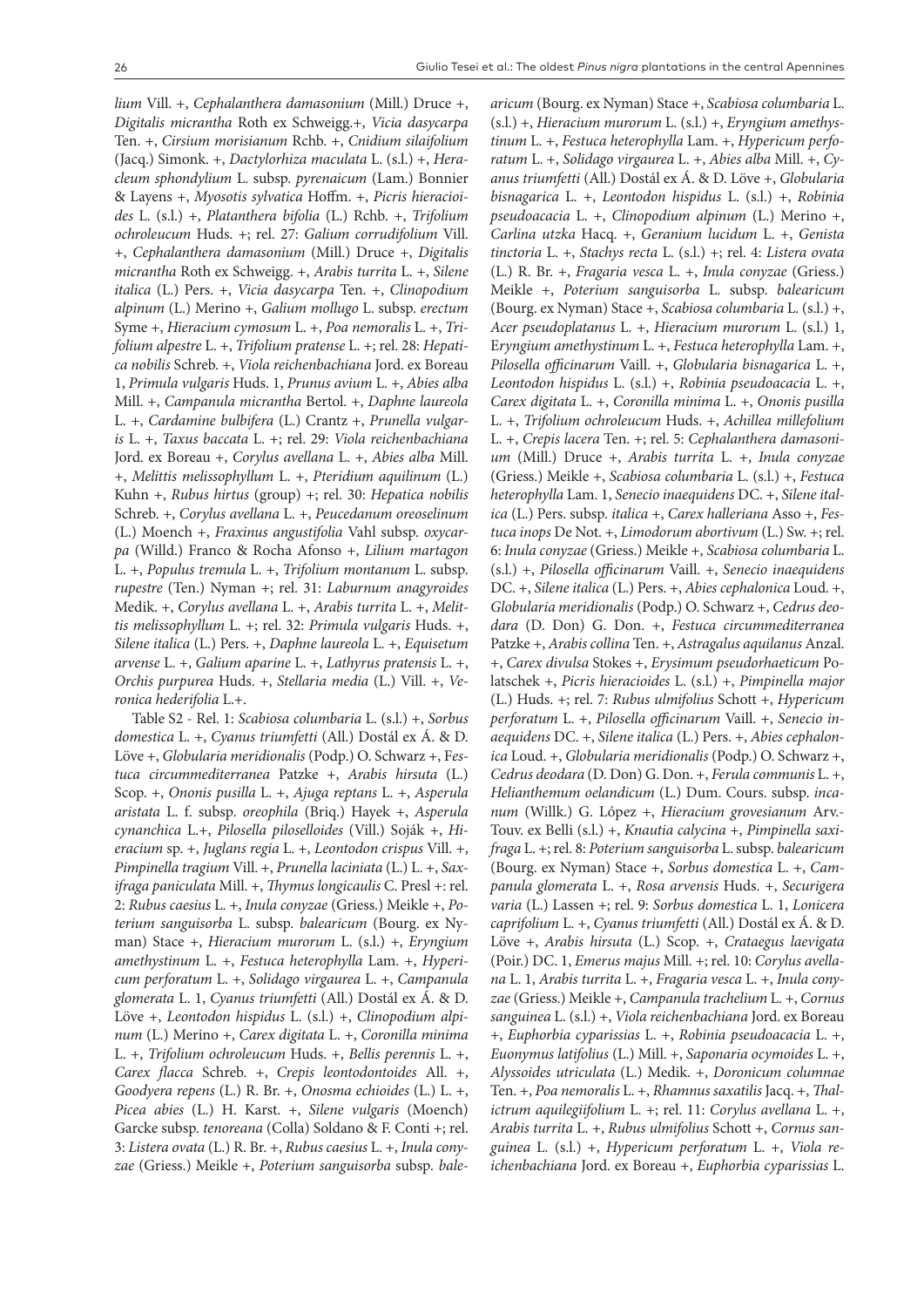*lium* Vill. +, *Cephalanthera damasonium* (Mill.) Druce +, *Digitalis micrantha* Roth ex Schweigg.+, *Vicia dasycarpa* Ten. +, *Cirsium morisianum* Rchb. +, *Cnidium silaifolium* (Jacq.) Simonk. +, *Dactylorhiza maculata* L. (s.l.) +, *Heracleum sphondylium* L. subsp. *pyrenaicum* (Lam.) Bonnier & Layens +, *Myosotis sylvatica* Hoffm. +, *Picris hieracioides* L. (s.l.) +, *Platanthera bifolia* (L.) Rchb. +, *Trifolium ochroleucum* Huds. +; rel. 27: *Galium corrudifolium* Vill. +, *Cephalanthera damasonium* (Mill.) Druce +, *Digitalis micrantha* Roth ex Schweigg. +, *Arabis turrita* L. +, *Silene italica* (L.) Pers. +, *Vicia dasycarpa* Ten. +, *Clinopodium alpinum* (L.) Merino +, *Galium mollugo* L. subsp. *erectum* Syme +, *Hieracium cymosum* L. +, *Poa nemoralis* L. +, *Trifolium alpestre* L. +, *Trifolium pratense* L. +; rel. 28: *Hepatica nobilis* Schreb. +, *Viola reichenbachiana* Jord. ex Boreau 1, *Primula vulgaris* Huds. 1, *Prunus avium* L. +, *Abies alba* Mill. +, *Campanula micrantha* Bertol. +, *Daphne laureola* L. +, *Cardamine bulbifera* (L.) Crantz +, *Prunella vulgaris* L. +, *Taxus baccata* L. +; rel. 29: *Viola reichenbachiana* Jord. ex Boreau +, *Corylus avellana* L. +, *Abies alba* Mill. +, *Melittis melissophyllum* L. +, *Pteridium aquilinum* (L.) Kuhn +, *Rubus hirtus* (group) +; rel. 30: *Hepatica nobilis* Schreb. +, *Corylus avellana* L. +, *Peucedanum oreoselinum* (L.) Moench +, *Fraxinus angustifolia* Vahl subsp. *oxycarpa* (Willd.) Franco & Rocha Afonso +, *Lilium martagon* L. +, *Populus tremula* L. +, *Trifolium montanum* L. subsp. *rupestre* (Ten.) Nyman +; rel. 31: *Laburnum anagyroides* Medik. +, *Corylus avellana* L. +, *Arabis turrita* L. +, *Melittis melissophyllum* L. +; rel. 32: *Primula vulgaris* Huds. +, *Silene italica* (L.) Pers. +, *Daphne laureola* L. +, *Equisetum arvense* L. +, *Galium aparine* L. +, *Lathyrus pratensis* L. +, *Orchis purpurea* Huds. +, *Stellaria media* (L.) Vill. +, *Veronica hederifolia* L.+.

Table S2 - Rel. 1: *Scabiosa columbaria* L. (s.l.) +, *Sorbus domestica* L. +, *Cyanus triumfetti* (All.) Dostál ex Á. & D. Löve +, *Globularia meridionalis* (Podp.) O. Schwarz +, *Festuca circummediterranea* Patzke +, *Arabis hirsuta* (L.) Scop. +, *Ononis pusilla* L. +, *Ajuga reptans* L. +, *Asperula aristata* L. f. subsp. *oreophila* (Briq.) Hayek +, *Asperula cynanchica* L.+, *Pilosella piloselloides* (Vill.) Soják +, *Hieracium* sp. +, *Juglans regia* L. +, *Leontodon crispus* Vill. +, *Pimpinella tragium* Vill. +, *Prunella laciniata* (L.) L. +, *Saxifraga paniculata* Mill. +, *Thymus longicaulis* C. Presl +: rel. 2: *Rubus caesius* L. +, *Inula conyzae* (Griess.) Meikle +, *Poterium sanguisorba* L. subsp. *balearicum* (Bourg. ex Nyman) Stace +, *Hieracium murorum* L. (s.l.) +, *Eryngium amethystinum* L. +, *Festuca heterophylla* Lam. +, *Hypericum perforatum* L. +, *Solidago virgaurea* L. +, *Campanula glomerata* L. 1, *Cyanus triumfetti* (All.) Dostál ex Á. & D. Löve +, *Leontodon hispidus* L. (s.l.) +, *Clinopodium alpinum* (L.) Merino +, *Carex digitata* L. +, *Coronilla minima* L. +, *Trifolium ochroleucum* Huds. +, *Bellis perennis* L. +, *Carex flacca* Schreb. +, *Crepis leontodontoides* All. +, *Goodyera repens* (L.) R. Br. +, *Onosma echioides* (L.) L. +, *Picea abies* (L.) H. Karst. +, *Silene vulgaris* (Moench) Garcke subsp. *tenoreana* (Colla) Soldano & F. Conti +; rel. 3: *Listera ovata* (L.) R. Br. +, *Rubus caesius* L. +, *Inula conyzae* (Griess.) Meikle +, *Poterium sanguisorba* subsp. *balearicum* (Bourg. ex Nyman) Stace +, *Scabiosa columbaria* L. (s.l.) +, *Hieracium murorum* L. (s.l.) +, *Eryngium amethystinum* L. +, *Festuca heterophylla* Lam. +, *Hypericum perforatum* L. +, *Solidago virgaurea* L. +, *Abies alba* Mill. +, *Cyanus triumfetti* (All.) Dostál ex Á. & D. Löve +, *Globularia bisnagarica* L. +, *Leontodon hispidus* L. (s.l.) +, *Robinia pseudoacacia* L. +, *Clinopodium alpinum* (L.) Merino +, *Carlina utzka* Hacq. +, *Geranium lucidum* L. +, *Genista tinctoria* L. +, *Stachys recta* L. (s.l.) +; rel. 4: *Listera ovata* (L.) R. Br. +, *Fragaria vesca* L. +, *Inula conyzae* (Griess.) Meikle +, *Poterium sanguisorba* L. subsp. *balearicum* (Bourg. ex Nyman) Stace +, *Scabiosa columbaria* L. (s.l.) +, *Acer pseudoplatanus* L. +, *Hieracium murorum* L. (s.l.) 1, *Eryngium amethystinum* L. +, *Festuca heterophylla* Lam. +, *Pilosella officinarum* Vaill. +, *Globularia bisnagarica* L. +, *Leontodon hispidus* L. (s.l.) +, *Robinia pseudoacacia* L. +, *Carex digitata* L. +, *Coronilla minima* L. +, *Ononis pusilla* L. +, *Trifolium ochroleucum* Huds. +, *Achillea millefolium* L. +, *Crepis lacera* Ten. +; rel. 5: *Cephalanthera damasonium* (Mill.) Druce +, *Arabis turrita* L. +, *Inula conyzae* (Griess.) Meikle +, *Scabiosa columbaria* L. (s.l.) +, *Festuca heterophylla* Lam. 1, *Senecio inaequidens* DC. +, *Silene italica* (L.) Pers. subsp. *italica* +, *Carex halleriana* Asso +, *Festuca inops* De Not. +, *Limodorum abortivum* (L.) Sw. +; rel. 6: *Inula conyzae* (Griess.) Meikle +, *Scabiosa columbaria* L. (s.l.) +, *Pilosella officinarum* Vaill. +, *Senecio inaequidens* DC. +, *Silene italica* (L.) Pers. +, *Abies cephalonica* Loud. +, *Globularia meridionalis* (Podp.) O. Schwarz +, *Cedrus deodara* (D. Don) G. Don. +, *Festuca circummediterranea* Patzke +, *Arabis collina* Ten. +, *Astragalus aquilanus* Anzal. +, *Carex divulsa* Stokes +, *Erysimum pseudorhaeticum* Polatschek +, *Picris hieracioides* L. (s.l.) +, *Pimpinella major* (L.) Huds. +; rel. 7: *Rubus ulmifolius* Schott +, *Hypericum perforatum* L. +, *Pilosella officinarum* Vaill. +, *Senecio inaequidens* DC. +, *Silene italica* (L.) Pers. +, *Abies cephalonica* Loud. +, *Globularia meridionalis* (Podp.) O. Schwarz +, *Cedrus deodara* (D. Don) G. Don. +, *Ferula communis* L. +, *Helianthemum oelandicum* (L.) Dum. Cours. subsp. *incanum* (Willk.) G. López +, *Hieracium grovesianum* Arv.-Touv. ex Belli (s.l.) +, *Knautia calycina* +, *Pimpinella saxifraga* L. +; rel. 8: *Poterium sanguisorba* L. subsp. *balearicum* (Bourg. ex Nyman) Stace +, *Sorbus domestica* L. +, *Campanula glomerata* L. +, *Rosa arvensis* Huds. +, *Securigera varia* (L.) Lassen +; rel. 9: *Sorbus domestica* L. 1, *Lonicera caprifolium* L. +, *Cyanus triumfetti* (All.) Dostál ex Á. & D. Löve +, *Arabis hirsuta* (L.) Scop. +, *Crataegus laevigata* (Poir.) DC. 1, *Emerus majus* Mill. +; rel. 10: *Corylus avellana* L. 1, *Arabis turrita* L. +, *Fragaria vesca* L. +, *Inula conyzae* (Griess.) Meikle +, *Campanula trachelium* L. +, *Cornus sanguinea* L. (s.l.) +, *Viola reichenbachiana* Jord. ex Boreau +, *Euphorbia cyparissias* L. +, *Robinia pseudoacacia* L. +, *Euonymus latifolius* (L.) Mill. +, *Saponaria ocymoides* L. +, *Alyssoides utriculata* (L.) Medik. +, *Doronicum columnae* Ten. +, *Poa nemoralis* L. +, *Rhamnus saxatilis* Jacq. +, *Thalictrum aquilegiifolium* L. +; rel. 11: *Corylus avellana* L. +, *Arabis turrita* L. +, *Rubus ulmifolius* Schott +, *Cornus sanguinea* L. (s.l.) +, *Hypericum perforatum* L. +, *Viola reichenbachiana* Jord. ex Boreau +, *Euphorbia cyparissias* L.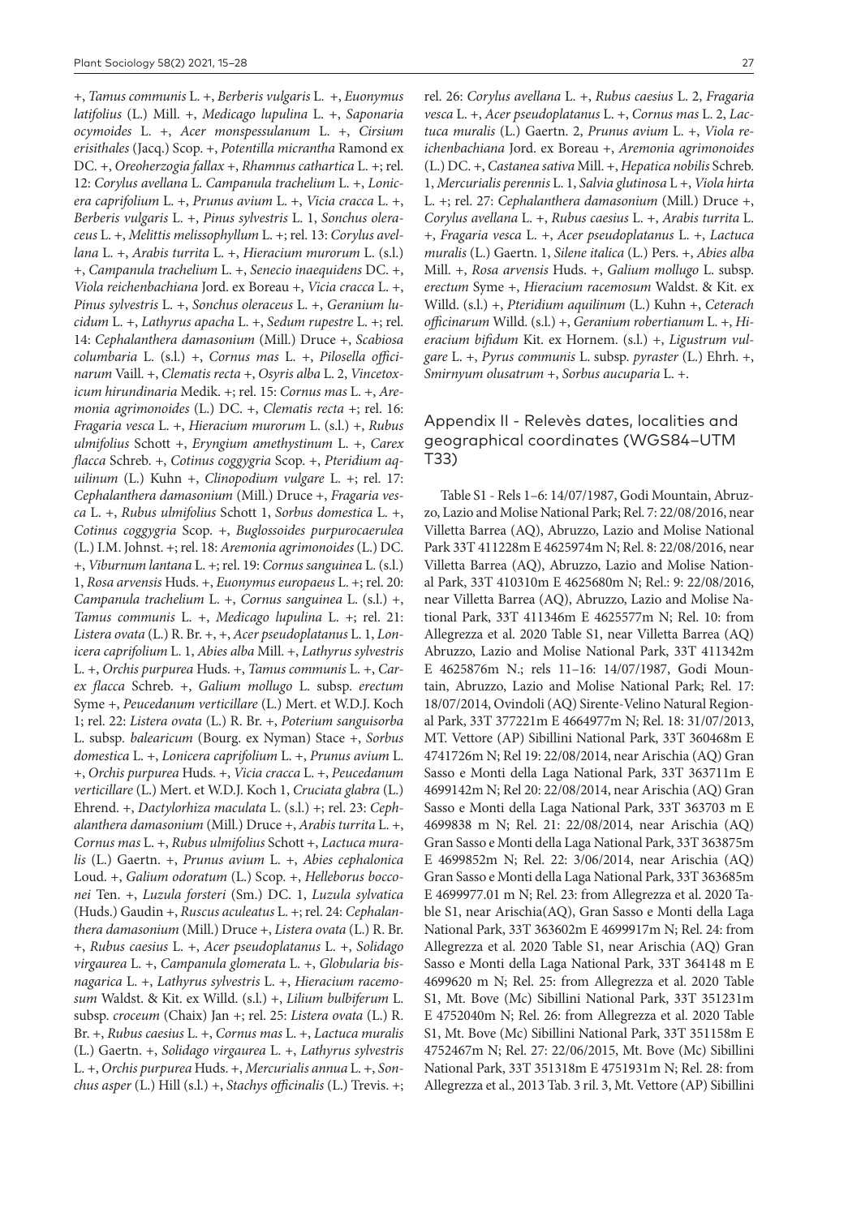+, *Tamus communis* L. +, *Berberis vulgaris* L. +, *Euonymus latifolius* (L.) Mill. +, *Medicago lupulina* L. +, *Saponaria ocymoides* L. +, *Acer monspessulanum* L. +, *Cirsium erisithales* (Jacq.) Scop. +, *Potentilla micrantha* Ramond ex DC. +, *Oreoherzogia fallax* +, *Rhamnus cathartica* L. +; rel. 12: *Corylus avellana* L. *Campanula trachelium* L. +, *Lonicera caprifolium* L. +, *Prunus avium* L. +, *Vicia cracca* L. +, *Berberis vulgaris* L. +, *Pinus sylvestris* L. 1, *Sonchus oleraceus* L. +, *Melittis melissophyllum* L. +; rel. 13: *Corylus avellana* L. +, *Arabis turrita* L. +, *Hieracium murorum* L. (s.l.) +, *Campanula trachelium* L. +, *Senecio inaequidens* DC. +, *Viola reichenbachiana* Jord. ex Boreau +, *Vicia cracca* L. +, *Pinus sylvestris* L. +, *Sonchus oleraceus* L. +, *Geranium lucidum* L. +, *Lathyrus apacha* L. +, *Sedum rupestre* L. +; rel. 14: *Cephalanthera damasonium* (Mill.) Druce +, *Scabiosa columbaria* L. (s.l.) +, *Cornus mas* L. +, *Pilosella officinarum* Vaill. +, *Clematis recta* +, *Osyris alba* L. 2, *Vincetoxicum hirundinaria* Medik. +; rel. 15: *Cornus mas* L. +, *Aremonia agrimonoides* (L.) DC. +, *Clematis recta* +; rel. 16: *Fragaria vesca* L. +, *Hieracium murorum* L. (s.l.) +, *Rubus ulmifolius* Schott +, *Eryngium amethystinum* L. +, *Carex flacca* Schreb. +, *Cotinus coggygria* Scop. +, *Pteridium aquilinum* (L.) Kuhn +, *Clinopodium vulgare* L. +; rel. 17: *Cephalanthera damasonium* (Mill.) Druce +, *Fragaria vesca* L. +, *Rubus ulmifolius* Schott 1, *Sorbus domestica* L. +, *Cotinus coggygria* Scop. +, *Buglossoides purpurocaerulea* (L.) I.M. Johnst. +; rel. 18: *Aremonia agrimonoides* (L.) DC. +, *Viburnum lantana* L. +; rel. 19: *Cornus sanguinea* L. (s.l.) 1, *Rosa arvensis* Huds. +, *Euonymus europaeus* L. +; rel. 20: *Campanula trachelium* L. +, *Cornus sanguinea* L. (s.l.) +, *Tamus communis* L. +, *Medicago lupulina* L. +; rel. 21: *Listera ovata* (L.) R. Br. +, +, *Acer pseudoplatanus* L. 1, *Lonicera caprifolium* L. 1, *Abies alba* Mill. +, *Lathyrus sylvestris* L. +, *Orchis purpurea* Huds. +, *Tamus communis* L. +, *Carex flacca* Schreb. +, *Galium mollugo* L. subsp. *erectum* Syme +, *Peucedanum verticillare* (L.) Mert. et W.D.J. Koch 1; rel. 22: *Listera ovata* (L.) R. Br. +, *Poterium sanguisorba* L. subsp. *balearicum* (Bourg. ex Nyman) Stace +, *Sorbus domestica* L. +, *Lonicera caprifolium* L. +, *Prunus avium* L. +, *Orchis purpurea* Huds. +, *Vicia cracca* L. +, *Peucedanum verticillare* (L.) Mert. et W.D.J. Koch 1, *Cruciata glabra* (L.) Ehrend. +, *Dactylorhiza maculata* L. (s.l.) +; rel. 23: *Cephalanthera damasonium* (Mill.) Druce +, *Arabis turrita* L. +, *Cornus mas* L. +, *Rubus ulmifolius* Schott +, *Lactuca muralis* (L.) Gaertn. +, *Prunus avium* L. +, *Abies cephalonica* Loud. +, *Galium odoratum* (L.) Scop. +, *Helleborus bocconei* Ten. +, *Luzula forsteri* (Sm.) DC. 1, *Luzula sylvatica* (Huds.) Gaudin +, *Ruscus aculeatus* L. +; rel. 24: *Cephalanthera damasonium* (Mill.) Druce +, *Listera ovata* (L.) R. Br. +, *Rubus caesius* L. +, *Acer pseudoplatanus* L. +, *Solidago virgaurea* L. +, *Campanula glomerata* L. +, *Globularia bisnagarica* L. +, *Lathyrus sylvestris* L. +, *Hieracium racemosum* Waldst. & Kit. ex Willd. (s.l.) +, *Lilium bulbiferum* L. subsp. *croceum* (Chaix) Jan +; rel. 25: *Listera ovata* (L.) R. Br. +, *Rubus caesius* L. +, *Cornus mas* L. +, *Lactuca muralis* (L.) Gaertn. +, *Solidago virgaurea* L. +, *Lathyrus sylvestris* L. +, *Orchis purpurea* Huds. +, *Mercurialis annua* L. +, *Sonchus asper* (L.) Hill (s.l.) +, *Stachys officinalis* (L.) Trevis. +; rel. 26: *Corylus avellana* L. +, *Rubus caesius* L. 2, *Fragaria vesca* L. +, *Acer pseudoplatanus* L. +, *Cornus mas* L. 2, *Lactuca muralis* (L.) Gaertn. 2, *Prunus avium* L. +, *Viola reichenbachiana* Jord. ex Boreau +, *Aremonia agrimonoides* (L.) DC. +, *Castanea sativa* Mill. +, *Hepatica nobilis* Schreb. 1, *Mercurialis perennis* L. 1, *Salvia glutinosa* L +, *Viola hirta* L. +; rel. 27: *Cephalanthera damasonium* (Mill.) Druce +, *Corylus avellana* L. +, *Rubus caesius* L. +, *Arabis turrita* L. +, *Fragaria vesca* L. +, *Acer pseudoplatanus* L. +, *Lactuca muralis* (L.) Gaertn. 1, *Silene italica* (L.) Pers. +, *Abies alba* Mill. +, *Rosa arvensis* Huds. +, *Galium mollugo* L. subsp. *erectum* Syme +, *Hieracium racemosum* Waldst. & Kit. ex Willd. (s.l.) +, *Pteridium aquilinum* (L.) Kuhn +, *Ceterach officinarum* Willd. (s.l.) +, *Geranium robertianum* L. +, *Hieracium bifidum* Kit. ex Hornem. (s.l.) +, *Ligustrum vulgare* L. +, *Pyrus communis* L. subsp. *pyraster* (L.) Ehrh. +, *Smirnyum olusatrum* +, *Sorbus aucuparia* L. +.

## Appendix II - Relevès dates, localities and geographical coordinates (WGS84–UTM T33)

Table S1 - Rels 1–6: 14/07/1987, Godi Mountain, Abruzzo, Lazio and Molise National Park; Rel. 7: 22/08/2016, near Villetta Barrea (AQ), Abruzzo, Lazio and Molise National Park 33T 411228m E 4625974m N; Rel. 8: 22/08/2016, near Villetta Barrea (AQ), Abruzzo, Lazio and Molise National Park, 33T 410310m E 4625680m N; Rel.: 9: 22/08/2016, near Villetta Barrea (AQ), Abruzzo, Lazio and Molise National Park, 33T 411346m E 4625577m N; Rel. 10: from Allegrezza et al. 2020 Table S1, near Villetta Barrea (AQ) Abruzzo, Lazio and Molise National Park, 33T 411342m E 4625876m N.; rels 11–16: 14/07/1987, Godi Mountain, Abruzzo, Lazio and Molise National Park; Rel. 17: 18/07/2014, Ovindoli (AQ) Sirente-Velino Natural Regional Park, 33T 377221m E 4664977m N; Rel. 18: 31/07/2013, MT. Vettore (AP) Sibillini National Park, 33T 360468m E 4741726m N; Rel 19: 22/08/2014, near Arischia (AQ) Gran Sasso e Monti della Laga National Park, 33T 363711m E 4699142m N; Rel 20: 22/08/2014, near Arischia (AQ) Gran Sasso e Monti della Laga National Park, 33T 363703 m E 4699838 m N; Rel. 21: 22/08/2014, near Arischia (AQ) Gran Sasso e Monti della Laga National Park, 33T 363875m E 4699852m N; Rel. 22: 3/06/2014, near Arischia (AQ) Gran Sasso e Monti della Laga National Park, 33T 363685m E 4699977.01 m N; Rel. 23: from Allegrezza et al. 2020 Table S1, near Arischia(AQ), Gran Sasso e Monti della Laga National Park, 33T 363602m E 4699917m N; Rel. 24: from Allegrezza et al. 2020 Table S1, near Arischia (AQ) Gran Sasso e Monti della Laga National Park, 33T 364148 m E 4699620 m N; Rel. 25: from Allegrezza et al. 2020 Table S1, Mt. Bove (Mc) Sibillini National Park, 33T 351231m E 4752040m N; Rel. 26: from Allegrezza et al. 2020 Table S1, Mt. Bove (Mc) Sibillini National Park, 33T 351158m E 4752467m N; Rel. 27: 22/06/2015, Mt. Bove (Mc) Sibillini National Park, 33T 351318m E 4751931m N; Rel. 28: from Allegrezza et al., 2013 Tab. 3 ril. 3, Mt. Vettore (AP) Sibillini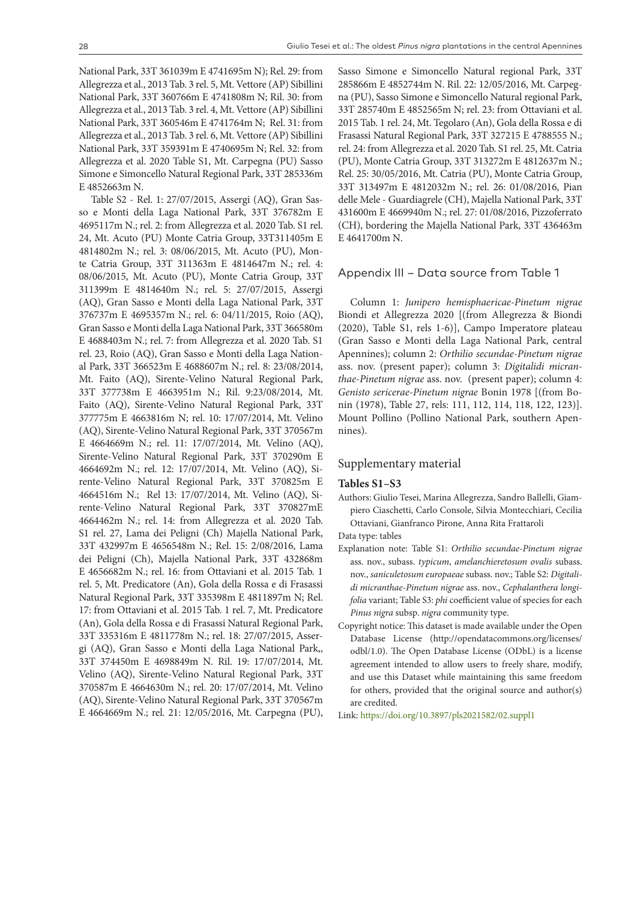National Park, 33T 361039m E 4741695m N); Rel. 29: from Allegrezza et al., 2013 Tab. 3 rel. 5, Mt. Vettore (AP) Sibillini National Park, 33T 360766m E 4741808m N; Ril. 30: from Allegrezza et al., 2013 Tab. 3 rel. 4, Mt. Vettore (AP) Sibillini National Park, 33T 360546m E 4741764m N; Rel. 31: from Allegrezza et al., 2013 Tab. 3 rel. 6, Mt. Vettore (AP) Sibillini National Park, 33T 359391m E 4740695m N; Rel. 32: from Allegrezza et al. 2020 Table S1, Mt. Carpegna (PU) Sasso Simone e Simoncello Natural Regional Park, 33T 285336m E 4852663m N.

Table S2 - Rel. 1: 27/07/2015, Assergi (AQ), Gran Sasso e Monti della Laga National Park, 33T 376782m E 4695117m N.; rel. 2: from Allegrezza et al. 2020 Tab. S1 rel. 24, Mt. Acuto (PU) Monte Catria Group, 33T311405m E 4814802m N.; rel. 3: 08/06/2015, Mt. Acuto (PU), Monte Catria Group, 33T 311363m E 4814647m N.; rel. 4: 08/06/2015, Mt. Acuto (PU), Monte Catria Group, 33T 311399m E 4814640m N.; rel. 5: 27/07/2015, Assergi (AQ), Gran Sasso e Monti della Laga National Park, 33T 376737m E 4695357m N.; rel. 6: 04/11/2015, Roio (AQ), Gran Sasso e Monti della Laga National Park, 33T 366580m E 4688403m N.; rel. 7: from Allegrezza et al. 2020 Tab. S1 rel. 23, Roio (AQ), Gran Sasso e Monti della Laga National Park, 33T 366523m E 4688607m N.; rel. 8: 23/08/2014, Mt. Faito (AQ), Sirente-Velino Natural Regional Park, 33T 377738m E 4663951m N.; Ril. 9:23/08/2014, Mt. Faito (AQ), Sirente-Velino Natural Regional Park, 33T 377775m E 4663816m N; rel. 10: 17/07/2014, Mt. Velino (AQ), Sirente-Velino Natural Regional Park, 33T 370567m E 4664669m N.; rel. 11: 17/07/2014, Mt. Velino (AQ), Sirente-Velino Natural Regional Park, 33T 370290m E 4664692m N.; rel. 12: 17/07/2014, Mt. Velino (AQ), Sirente-Velino Natural Regional Park, 33T 370825m E 4664516m N.; Rel 13: 17/07/2014, Mt. Velino (AQ), Sirente-Velino Natural Regional Park, 33T 370827mE 4664462m N.; rel. 14: from Allegrezza et al. 2020 Tab. S1 rel. 27, Lama dei Peligni (Ch) Majella National Park, 33T 432997m E 4656548m N.; Rel. 15: 2/08/2016, Lama dei Peligni (Ch), Majella National Park, 33T 432868m E 4656682m N.; rel. 16: from Ottaviani et al. 2015 Tab. 1 rel. 5, Mt. Predicatore (An), Gola della Rossa e di Frasassi Natural Regional Park, 33T 335398m E 4811897m N; Rel. 17: from Ottaviani et al. 2015 Tab. 1 rel. 7, Mt. Predicatore (An), Gola della Rossa e di Frasassi Natural Regional Park, 33T 335316m E 4811778m N.; rel. 18: 27/07/2015, Assergi (AQ), Gran Sasso e Monti della Laga National Park,, 33T 374450m E 4698849m N. Ril. 19: 17/07/2014, Mt. Velino (AQ), Sirente-Velino Natural Regional Park, 33T 370587m E 4664630m N.; rel. 20: 17/07/2014, Mt. Velino (AQ), Sirente-Velino Natural Regional Park, 33T 370567m E 4664669m N.; rel. 21: 12/05/2016, Mt. Carpegna (PU), Sasso Simone e Simoncello Natural regional Park, 33T 285866m E 4852744m N. Ril. 22: 12/05/2016, Mt. Carpegna (PU), Sasso Simone e Simoncello Natural regional Park, 33T 285740m E 4852565m N; rel. 23: from Ottaviani et al. 2015 Tab. 1 rel. 24, Mt. Tegolaro (An), Gola della Rossa e di Frasassi Natural Regional Park, 33T 327215 E 4788555 N.; rel. 24: from Allegrezza et al. 2020 Tab. S1 rel. 25, Mt. Catria (PU), Monte Catria Group, 33T 313272m E 4812637m N.; Rel. 25: 30/05/2016, Mt. Catria (PU), Monte Catria Group, 33T 313497m E 4812032m N.; rel. 26: 01/08/2016, Pian delle Mele - Guardiagrele (CH), Majella National Park, 33T 431600m E 4669940m N.; rel. 27: 01/08/2016, Pizzoferrato (CH), bordering the Majella National Park, 33T 436463m E 4641700m N.

## Appendix III – Data source from Table 1

Column 1: *Junipero hemisphaericae-Pinetum nigrae* Biondi et Allegrezza 2020 [(from Allegrezza & Biondi (2020), Table S1, rels 1-6)], Campo Imperatore plateau (Gran Sasso e Monti della Laga National Park, central Apennines); column 2: *Orthilio secundae-Pinetum nigrae* ass. nov. (present paper); column 3: *Digitalidi micranthae-Pinetum nigrae* ass. nov. (present paper); column 4: *Genisto sericerae-Pinetum nigrae* Bonin 1978 [(from Bonin (1978), Table 27, rels: 111, 112, 114, 118, 122, 123)]. Mount Pollino (Pollino National Park, southern Apennines).

## Supplementary material

**Tables S1–S3**

Authors: Giulio Tesei, Marina Allegrezza, Sandro Ballelli, Giampiero Ciaschetti, Carlo Console, Silvia Montecchiari, Cecilia Ottaviani, Gianfranco Pirone, Anna Rita Frattaroli

Data type: tables

Explanation note: Table S1: *Orthilio secundae-Pinetum nigrae* ass. nov., subass. *typicum*, *amelanchieretosum ovalis* subass. nov., *saniculetosum europaeae* subass. nov.; Table S2: *Digitalidi micranthae-Pinetum nigrae* ass. nov., *Cephalanthera longifolia* variant; Table S3: *phi* coefficient value of species for each *Pinus nigra* subsp. *nigra* community type.

Copyright notice: This dataset is made available under the Open Database License (http://opendatacommons.org/licenses/odbl/1.0). The Open Database License (ODbL) is a license agreement intended to allow users to freely share, modify, and use this Dataset while maintaining this same freedom for others, provided that the original source and author(s) are credited.

Link: https://doi.org/10.3897/pls2021582/02.suppl1